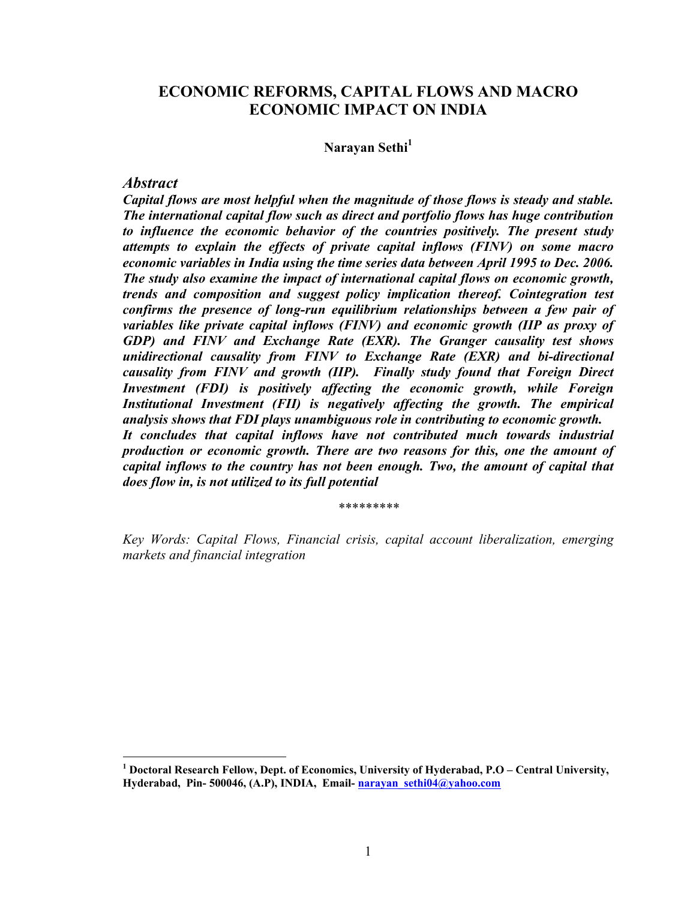# ECONOMIC REFORMS, CAPITAL FLOWS AND MACRO ECONOMIC IMPACT ON INDIA

**Narayan Sethi[1]**

## *Abstract*

***Capital flows are most helpful when the magnitude of those flows is steady and stable. The international capital flow such as direct and portfolio flows has huge contribution to influence the economic behavior of the countries positively. The present study attempts to explain the effects of private capital inflows (FINV) on some macro economic variables in India using the time series data between April 1995 to Dec. 2006. The study also examine the impact of international capital flows on economic growth, trends and composition and suggest policy implication thereof. Cointegration test confirms the presence of long-run equilibrium relationships between a few pair of variables like private capital inflows (FINV) and economic growth (IIP as proxy of GDP) and FINV and Exchange Rate (EXR). The Granger causality test shows unidirectional causality from FINV to Exchange Rate (EXR) and bi-directional causality from FINV and growth (IIP). Finally study found that Foreign Direct Investment (FDI) is positively affecting the economic growth, while Foreign Institutional Investment (FII) is negatively affecting the growth. The empirical analysis shows that FDI plays unambiguous role in contributing to economic growth.***

***It concludes that capital inflows have not contributed much towards industrial production or economic growth. There are two reasons for this, one the amount of capital inflows to the country has not been enough. Two, the amount of capital that does flow in, is not utilized to its full potential***

*********

*Key Words: Capital Flows, Financial crisis, capital account liberalization, emerging markets and financial integration*

---

[1] **Doctoral Research Fellow, Dept. of Economics, University of Hyderabad, P.O – Central University, Hyderabad, Pin- 500046, (A.P), INDIA, Email- narayan_sethi04@yahoo.com**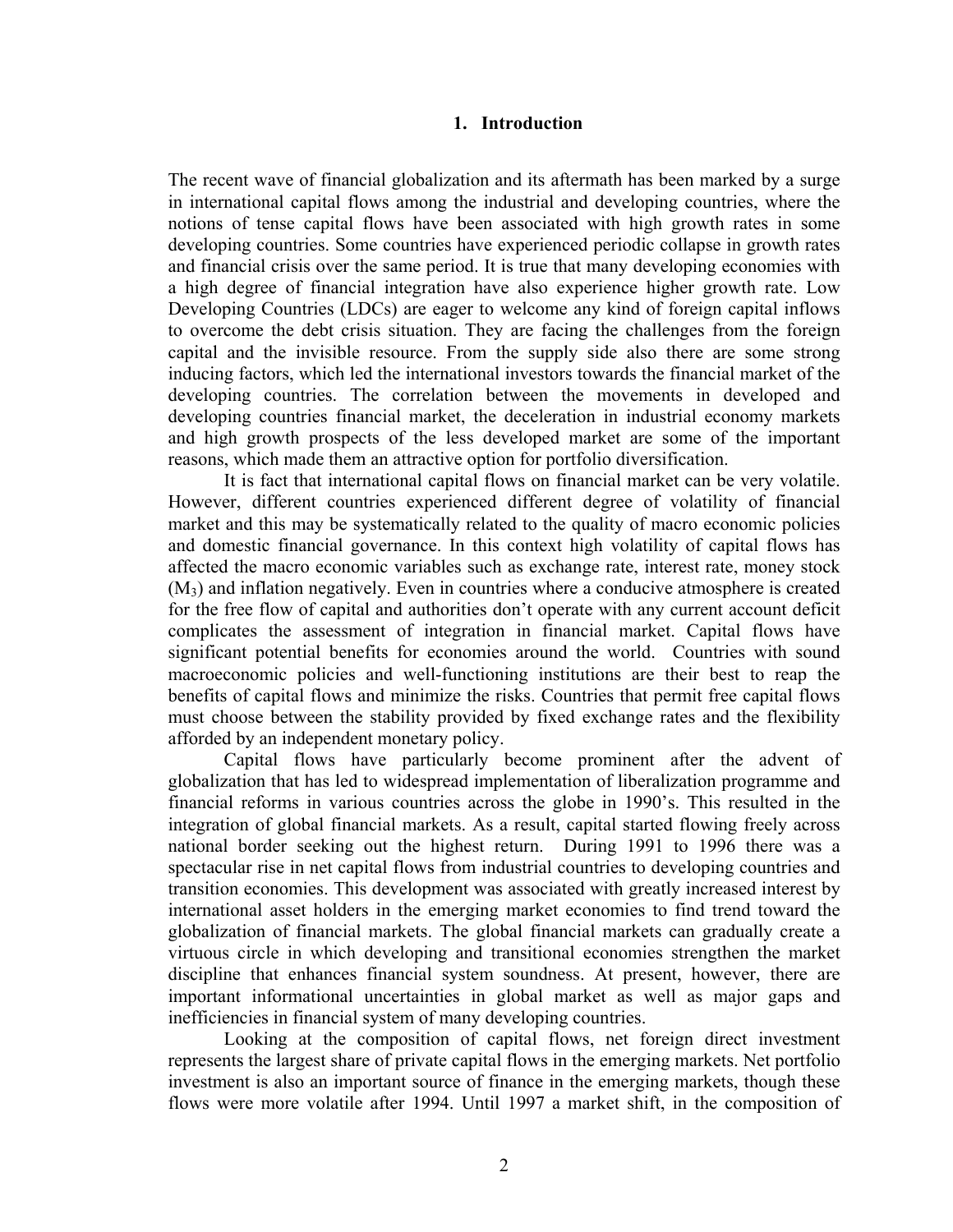## 1. Introduction

The recent wave of financial globalization and its aftermath has been marked by a surge in international capital flows among the industrial and developing countries, where the notions of tense capital flows have been associated with high growth rates in some developing countries. Some countries have experienced periodic collapse in growth rates and financial crisis over the same period. It is true that many developing economies with a high degree of financial integration have also experience higher growth rate. Low Developing Countries (LDCs) are eager to welcome any kind of foreign capital inflows to overcome the debt crisis situation. They are facing the challenges from the foreign capital and the invisible resource. From the supply side also there are some strong inducing factors, which led the international investors towards the financial market of the developing countries. The correlation between the movements in developed and developing countries financial market, the deceleration in industrial economy markets and high growth prospects of the less developed market are some of the important reasons, which made them an attractive option for portfolio diversification.

It is fact that international capital flows on financial market can be very volatile. However, different countries experienced different degree of volatility of financial market and this may be systematically related to the quality of macro economic policies and domestic financial governance. In this context high volatility of capital flows has affected the macro economic variables such as exchange rate, interest rate, money stock ($M_3$) and inflation negatively. Even in countries where a conducive atmosphere is created for the free flow of capital and authorities don't operate with any current account deficit complicates the assessment of integration in financial market. Capital flows have significant potential benefits for economies around the world. Countries with sound macroeconomic policies and well-functioning institutions are their best to reap the benefits of capital flows and minimize the risks. Countries that permit free capital flows must choose between the stability provided by fixed exchange rates and the flexibility afforded by an independent monetary policy.

Capital flows have particularly become prominent after the advent of globalization that has led to widespread implementation of liberalization programme and financial reforms in various countries across the globe in 1990's. This resulted in the integration of global financial markets. As a result, capital started flowing freely across national border seeking out the highest return. During 1991 to 1996 there was a spectacular rise in net capital flows from industrial countries to developing countries and transition economies. This development was associated with greatly increased interest by international asset holders in the emerging market economies to find trend toward the globalization of financial markets. The global financial markets can gradually create a virtuous circle in which developing and transitional economies strengthen the market discipline that enhances financial system soundness. At present, however, there are important informational uncertainties in global market as well as major gaps and inefficiencies in financial system of many developing countries.

Looking at the composition of capital flows, net foreign direct investment represents the largest share of private capital flows in the emerging markets. Net portfolio investment is also an important source of finance in the emerging markets, though these flows were more volatile after 1994. Until 1997 a market shift, in the composition of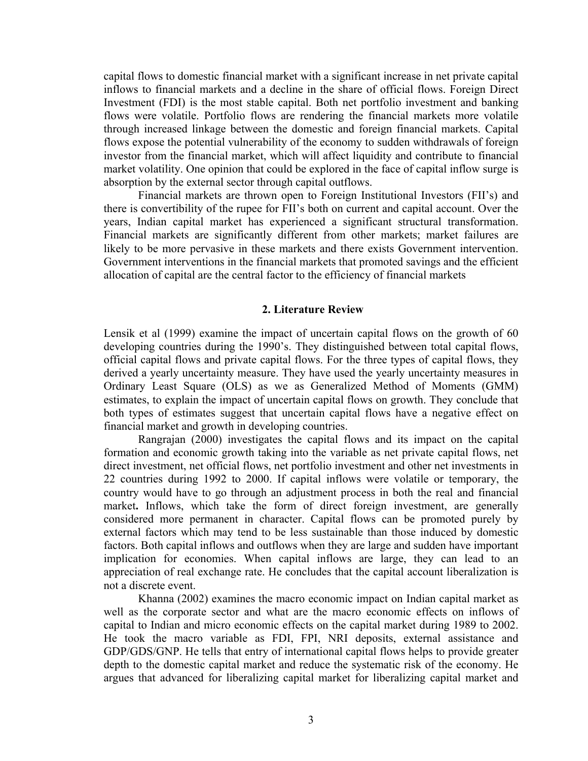capital flows to domestic financial market with a significant increase in net private capital inflows to financial markets and a decline in the share of official flows. Foreign Direct Investment (FDI) is the most stable capital. Both net portfolio investment and banking flows were volatile. Portfolio flows are rendering the financial markets more volatile through increased linkage between the domestic and foreign financial markets. Capital flows expose the potential vulnerability of the economy to sudden withdrawals of foreign investor from the financial market, which will affect liquidity and contribute to financial market volatility. One opinion that could be explored in the face of capital inflow surge is absorption by the external sector through capital outflows.

Financial markets are thrown open to Foreign Institutional Investors (FII's) and there is convertibility of the rupee for FII's both on current and capital account. Over the years, Indian capital market has experienced a significant structural transformation. Financial markets are significantly different from other markets; market failures are likely to be more pervasive in these markets and there exists Government intervention. Government interventions in the financial markets that promoted savings and the efficient allocation of capital are the central factor to the efficiency of financial markets

## 2. Literature Review

Lensik et al (1999) examine the impact of uncertain capital flows on the growth of 60 developing countries during the 1990's. They distinguished between total capital flows, official capital flows and private capital flows. For the three types of capital flows, they derived a yearly uncertainty measure. They have used the yearly uncertainty measures in Ordinary Least Square (OLS) as we as Generalized Method of Moments (GMM) estimates, to explain the impact of uncertain capital flows on growth. They conclude that both types of estimates suggest that uncertain capital flows have a negative effect on financial market and growth in developing countries.

Rangrajan (2000) investigates the capital flows and its impact on the capital formation and economic growth taking into the variable as net private capital flows, net direct investment, net official flows, net portfolio investment and other net investments in 22 countries during 1992 to 2000. If capital inflows were volatile or temporary, the country would have to go through an adjustment process in both the real and financial market**.** Inflows, which take the form of direct foreign investment, are generally considered more permanent in character. Capital flows can be promoted purely by external factors which may tend to be less sustainable than those induced by domestic factors. Both capital inflows and outflows when they are large and sudden have important implication for economies. When capital inflows are large, they can lead to an appreciation of real exchange rate. He concludes that the capital account liberalization is not a discrete event.

Khanna (2002) examines the macro economic impact on Indian capital market as well as the corporate sector and what are the macro economic effects on inflows of capital to Indian and micro economic effects on the capital market during 1989 to 2002. He took the macro variable as FDI, FPI, NRI deposits, external assistance and GDP/GDS/GNP. He tells that entry of international capital flows helps to provide greater depth to the domestic capital market and reduce the systematic risk of the economy. He argues that advanced for liberalizing capital market for liberalizing capital market and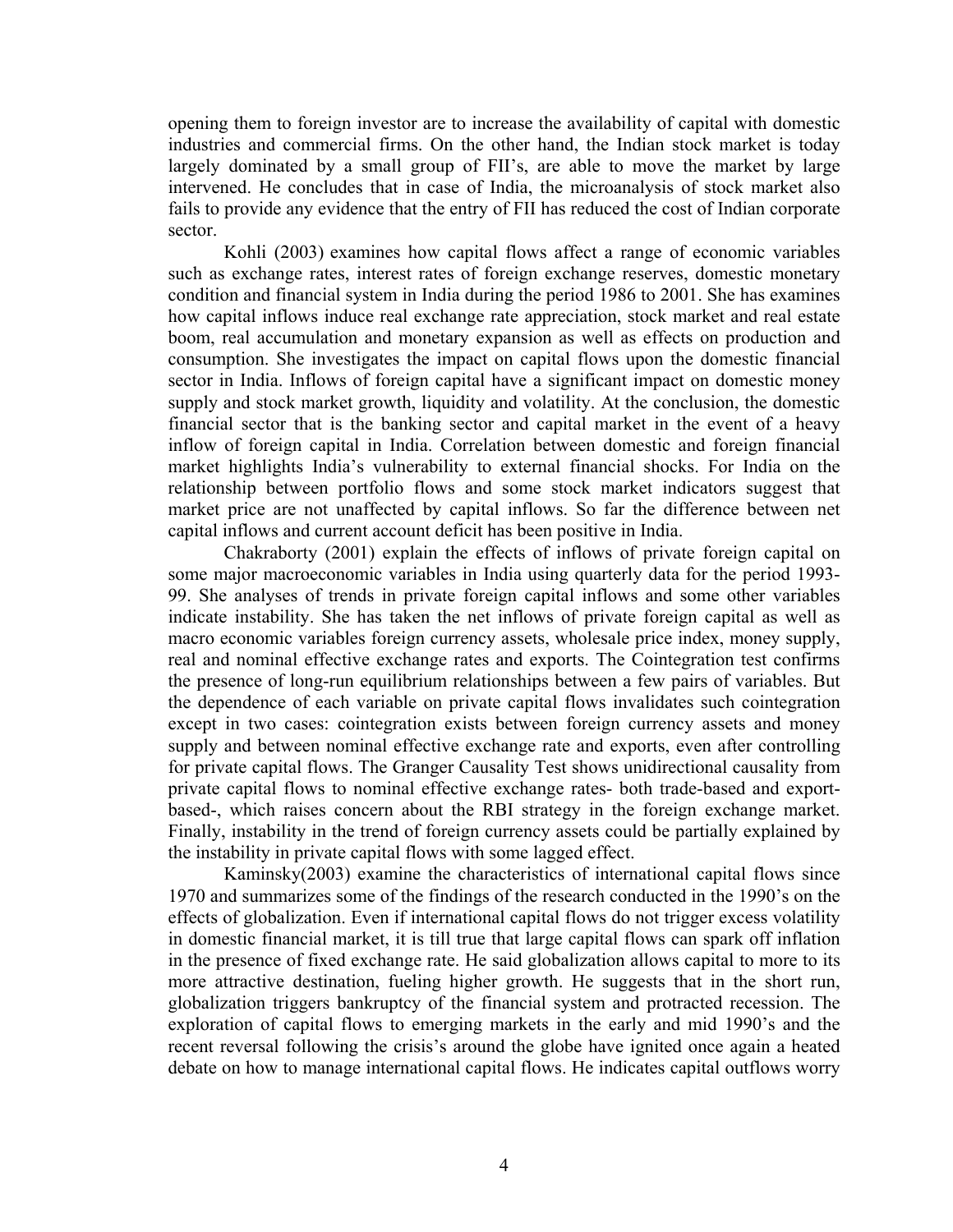opening them to foreign investor are to increase the availability of capital with domestic industries and commercial firms. On the other hand, the Indian stock market is today largely dominated by a small group of FII's, are able to move the market by large intervened. He concludes that in case of India, the microanalysis of stock market also fails to provide any evidence that the entry of FII has reduced the cost of Indian corporate sector.

Kohli (2003) examines how capital flows affect a range of economic variables such as exchange rates, interest rates of foreign exchange reserves, domestic monetary condition and financial system in India during the period 1986 to 2001. She has examines how capital inflows induce real exchange rate appreciation, stock market and real estate boom, real accumulation and monetary expansion as well as effects on production and consumption. She investigates the impact on capital flows upon the domestic financial sector in India. Inflows of foreign capital have a significant impact on domestic money supply and stock market growth, liquidity and volatility. At the conclusion, the domestic financial sector that is the banking sector and capital market in the event of a heavy inflow of foreign capital in India. Correlation between domestic and foreign financial market highlights India's vulnerability to external financial shocks. For India on the relationship between portfolio flows and some stock market indicators suggest that market price are not unaffected by capital inflows. So far the difference between net capital inflows and current account deficit has been positive in India.

Chakraborty (2001) explain the effects of inflows of private foreign capital on some major macroeconomic variables in India using quarterly data for the period 1993-99. She analyses of trends in private foreign capital inflows and some other variables indicate instability. She has taken the net inflows of private foreign capital as well as macro economic variables foreign currency assets, wholesale price index, money supply, real and nominal effective exchange rates and exports. The Cointegration test confirms the presence of long-run equilibrium relationships between a few pairs of variables. But the dependence of each variable on private capital flows invalidates such cointegration except in two cases: cointegration exists between foreign currency assets and money supply and between nominal effective exchange rate and exports, even after controlling for private capital flows. The Granger Causality Test shows unidirectional causality from private capital flows to nominal effective exchange rates- both trade-based and export-based-, which raises concern about the RBI strategy in the foreign exchange market. Finally, instability in the trend of foreign currency assets could be partially explained by the instability in private capital flows with some lagged effect.

Kaminsky(2003) examine the characteristics of international capital flows since 1970 and summarizes some of the findings of the research conducted in the 1990's on the effects of globalization. Even if international capital flows do not trigger excess volatility in domestic financial market, it is till true that large capital flows can spark off inflation in the presence of fixed exchange rate. He said globalization allows capital to more to its more attractive destination, fueling higher growth. He suggests that in the short run, globalization triggers bankruptcy of the financial system and protracted recession. The exploration of capital flows to emerging markets in the early and mid 1990's and the recent reversal following the crisis's around the globe have ignited once again a heated debate on how to manage international capital flows. He indicates capital outflows worry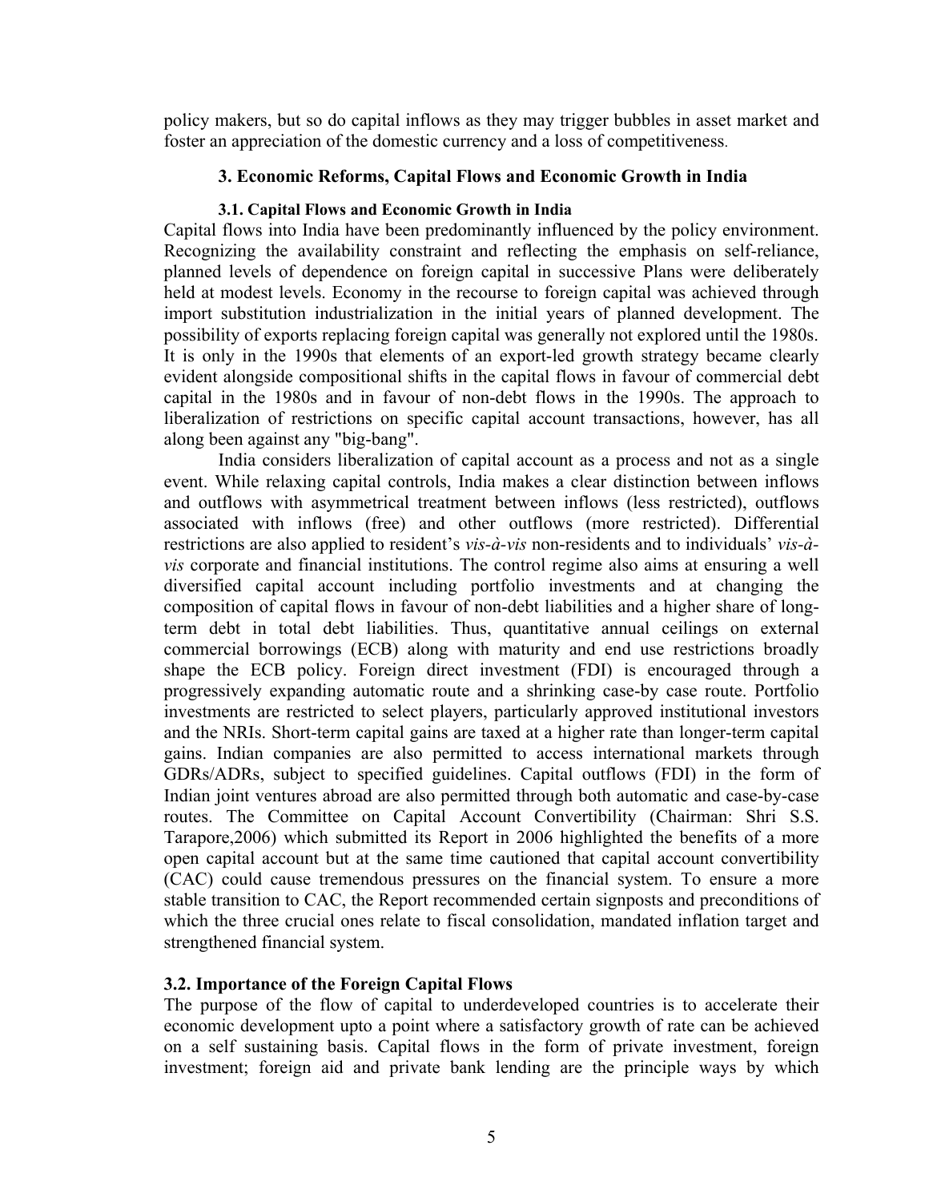policy makers, but so do capital inflows as they may trigger bubbles in asset market and foster an appreciation of the domestic currency and a loss of competitiveness.

## 3. Economic Reforms, Capital Flows and Economic Growth in India

### 3.1. Capital Flows and Economic Growth in India

Capital flows into India have been predominantly influenced by the policy environment. Recognizing the availability constraint and reflecting the emphasis on self-reliance, planned levels of dependence on foreign capital in successive Plans were deliberately held at modest levels. Economy in the recourse to foreign capital was achieved through import substitution industrialization in the initial years of planned development. The possibility of exports replacing foreign capital was generally not explored until the 1980s. It is only in the 1990s that elements of an export-led growth strategy became clearly evident alongside compositional shifts in the capital flows in favour of commercial debt capital in the 1980s and in favour of non-debt flows in the 1990s. The approach to liberalization of restrictions on specific capital account transactions, however, has all along been against any "big-bang".

India considers liberalization of capital account as a process and not as a single event. While relaxing capital controls, India makes a clear distinction between inflows and outflows with asymmetrical treatment between inflows (less restricted), outflows associated with inflows (free) and other outflows (more restricted). Differential restrictions are also applied to resident's *vis-à-vis* non-residents and to individuals' *vis-à-vis* corporate and financial institutions. The control regime also aims at ensuring a well diversified capital account including portfolio investments and at changing the composition of capital flows in favour of non-debt liabilities and a higher share of long-term debt in total debt liabilities. Thus, quantitative annual ceilings on external commercial borrowings (ECB) along with maturity and end use restrictions broadly shape the ECB policy. Foreign direct investment (FDI) is encouraged through a progressively expanding automatic route and a shrinking case-by case route. Portfolio investments are restricted to select players, particularly approved institutional investors and the NRIs. Short-term capital gains are taxed at a higher rate than longer-term capital gains. Indian companies are also permitted to access international markets through GDRs/ADRs, subject to specified guidelines. Capital outflows (FDI) in the form of Indian joint ventures abroad are also permitted through both automatic and case-by-case routes. The Committee on Capital Account Convertibility (Chairman: Shri S.S. Tarapore,2006) which submitted its Report in 2006 highlighted the benefits of a more open capital account but at the same time cautioned that capital account convertibility (CAC) could cause tremendous pressures on the financial system. To ensure a more stable transition to CAC, the Report recommended certain signposts and preconditions of which the three crucial ones relate to fiscal consolidation, mandated inflation target and strengthened financial system.

### 3.2. Importance of the Foreign Capital Flows

The purpose of the flow of capital to underdeveloped countries is to accelerate their economic development upto a point where a satisfactory growth of rate can be achieved on a self sustaining basis. Capital flows in the form of private investment, foreign investment; foreign aid and private bank lending are the principle ways by which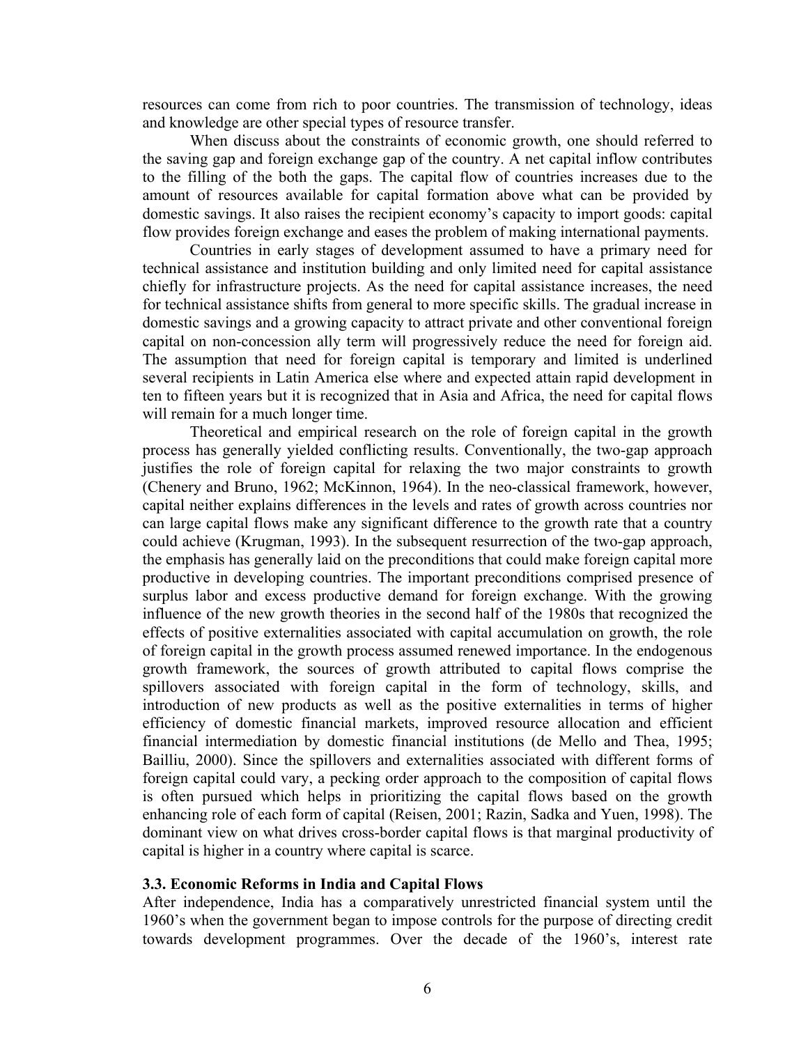resources can come from rich to poor countries. The transmission of technology, ideas and knowledge are other special types of resource transfer.

When discuss about the constraints of economic growth, one should referred to the saving gap and foreign exchange gap of the country. A net capital inflow contributes to the filling of the both the gaps. The capital flow of countries increases due to the amount of resources available for capital formation above what can be provided by domestic savings. It also raises the recipient economy's capacity to import goods: capital flow provides foreign exchange and eases the problem of making international payments.

Countries in early stages of development assumed to have a primary need for technical assistance and institution building and only limited need for capital assistance chiefly for infrastructure projects. As the need for capital assistance increases, the need for technical assistance shifts from general to more specific skills. The gradual increase in domestic savings and a growing capacity to attract private and other conventional foreign capital on non-concession ally term will progressively reduce the need for foreign aid. The assumption that need for foreign capital is temporary and limited is underlined several recipients in Latin America else where and expected attain rapid development in ten to fifteen years but it is recognized that in Asia and Africa, the need for capital flows will remain for a much longer time.

Theoretical and empirical research on the role of foreign capital in the growth process has generally yielded conflicting results. Conventionally, the two-gap approach justifies the role of foreign capital for relaxing the two major constraints to growth (Chenery and Bruno, 1962; McKinnon, 1964). In the neo-classical framework, however, capital neither explains differences in the levels and rates of growth across countries nor can large capital flows make any significant difference to the growth rate that a country could achieve (Krugman, 1993). In the subsequent resurrection of the two-gap approach, the emphasis has generally laid on the preconditions that could make foreign capital more productive in developing countries. The important preconditions comprised presence of surplus labor and excess productive demand for foreign exchange. With the growing influence of the new growth theories in the second half of the 1980s that recognized the effects of positive externalities associated with capital accumulation on growth, the role of foreign capital in the growth process assumed renewed importance. In the endogenous growth framework, the sources of growth attributed to capital flows comprise the spillovers associated with foreign capital in the form of technology, skills, and introduction of new products as well as the positive externalities in terms of higher efficiency of domestic financial markets, improved resource allocation and efficient financial intermediation by domestic financial institutions (de Mello and Thea, 1995; Bailliu, 2000). Since the spillovers and externalities associated with different forms of foreign capital could vary, a pecking order approach to the composition of capital flows is often pursued which helps in prioritizing the capital flows based on the growth enhancing role of each form of capital (Reisen, 2001; Razin, Sadka and Yuen, 1998). The dominant view on what drives cross-border capital flows is that marginal productivity of capital is higher in a country where capital is scarce.

### 3.3. Economic Reforms in India and Capital Flows

After independence, India has a comparatively unrestricted financial system until the 1960's when the government began to impose controls for the purpose of directing credit towards development programmes. Over the decade of the 1960's, interest rate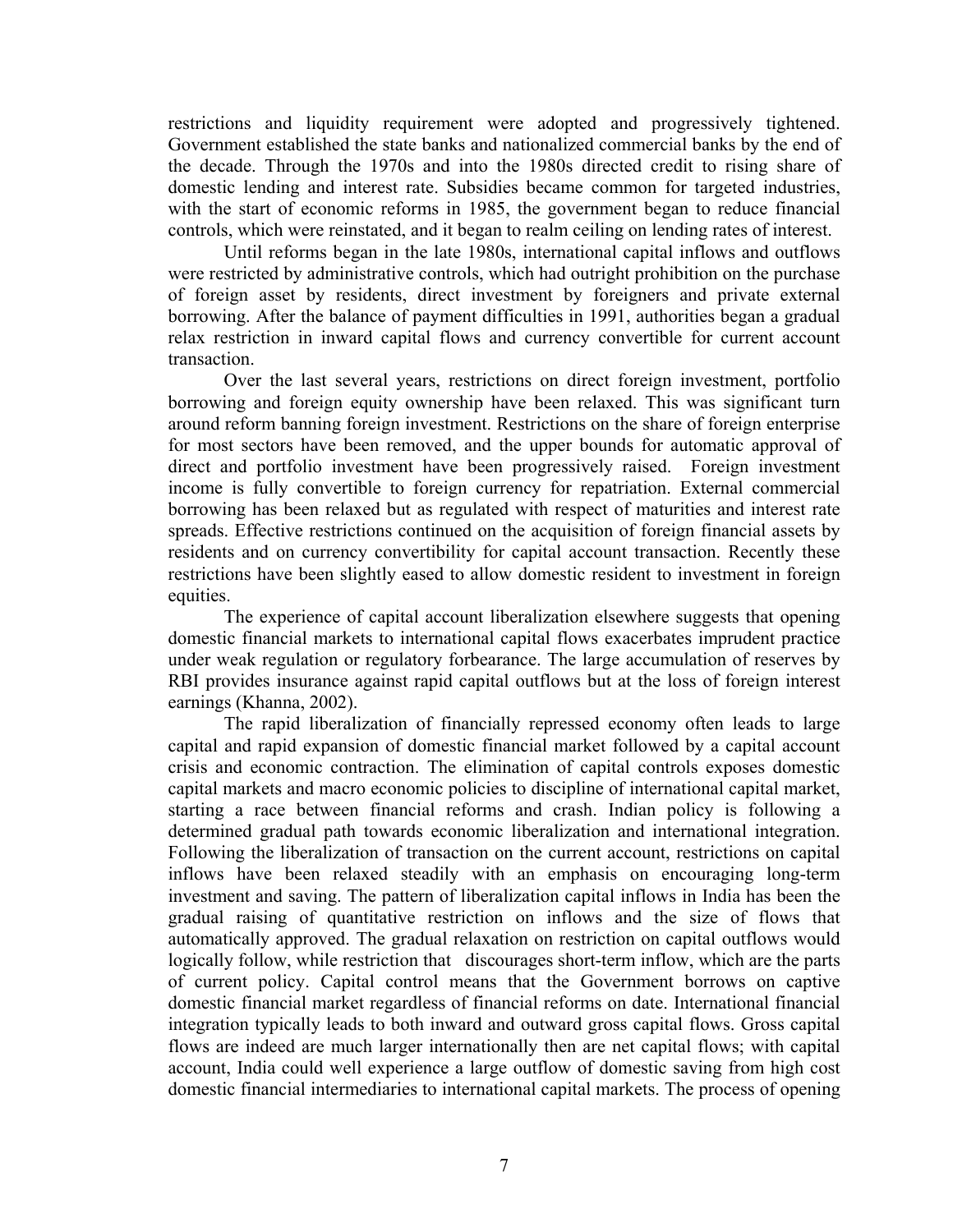restrictions and liquidity requirement were adopted and progressively tightened. Government established the state banks and nationalized commercial banks by the end of the decade. Through the 1970s and into the 1980s directed credit to rising share of domestic lending and interest rate. Subsidies became common for targeted industries, with the start of economic reforms in 1985, the government began to reduce financial controls, which were reinstated, and it began to realm ceiling on lending rates of interest.

Until reforms began in the late 1980s, international capital inflows and outflows were restricted by administrative controls, which had outright prohibition on the purchase of foreign asset by residents, direct investment by foreigners and private external borrowing. After the balance of payment difficulties in 1991, authorities began a gradual relax restriction in inward capital flows and currency convertible for current account transaction.

Over the last several years, restrictions on direct foreign investment, portfolio borrowing and foreign equity ownership have been relaxed. This was significant turn around reform banning foreign investment. Restrictions on the share of foreign enterprise for most sectors have been removed, and the upper bounds for automatic approval of direct and portfolio investment have been progressively raised. Foreign investment income is fully convertible to foreign currency for repatriation. External commercial borrowing has been relaxed but as regulated with respect of maturities and interest rate spreads. Effective restrictions continued on the acquisition of foreign financial assets by residents and on currency convertibility for capital account transaction. Recently these restrictions have been slightly eased to allow domestic resident to investment in foreign equities.

The experience of capital account liberalization elsewhere suggests that opening domestic financial markets to international capital flows exacerbates imprudent practice under weak regulation or regulatory forbearance. The large accumulation of reserves by RBI provides insurance against rapid capital outflows but at the loss of foreign interest earnings (Khanna, 2002).

The rapid liberalization of financially repressed economy often leads to large capital and rapid expansion of domestic financial market followed by a capital account crisis and economic contraction. The elimination of capital controls exposes domestic capital markets and macro economic policies to discipline of international capital market, starting a race between financial reforms and crash. Indian policy is following a determined gradual path towards economic liberalization and international integration. Following the liberalization of transaction on the current account, restrictions on capital inflows have been relaxed steadily with an emphasis on encouraging long-term investment and saving. The pattern of liberalization capital inflows in India has been the gradual raising of quantitative restriction on inflows and the size of flows that automatically approved. The gradual relaxation on restriction on capital outflows would logically follow, while restriction that discourages short-term inflow, which are the parts of current policy. Capital control means that the Government borrows on captive domestic financial market regardless of financial reforms on date. International financial integration typically leads to both inward and outward gross capital flows. Gross capital flows are indeed are much larger internationally then are net capital flows; with capital account, India could well experience a large outflow of domestic saving from high cost domestic financial intermediaries to international capital markets. The process of opening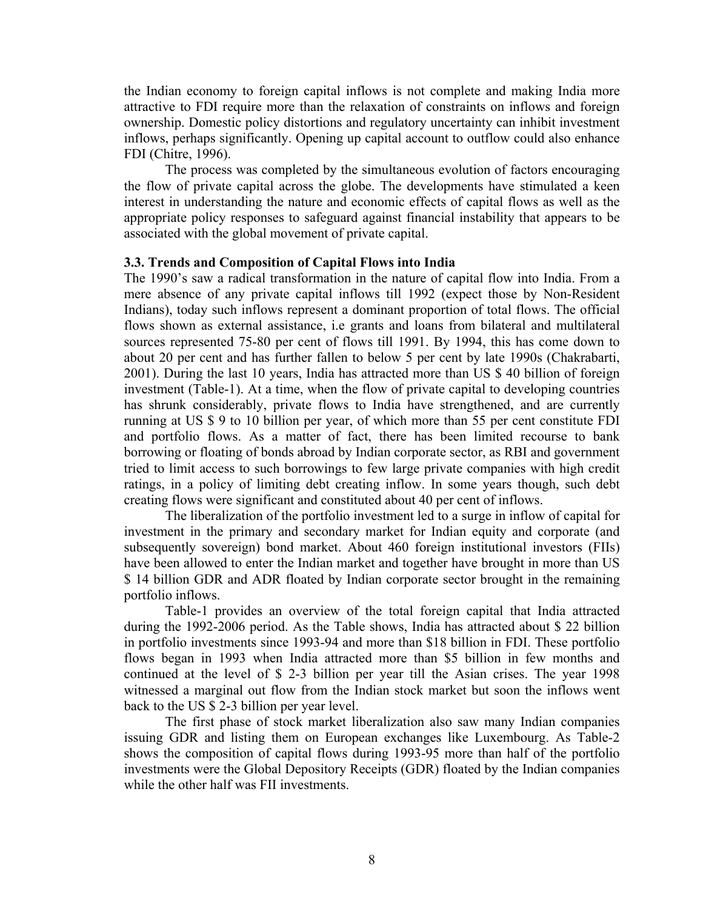the Indian economy to foreign capital inflows is not complete and making India more attractive to FDI require more than the relaxation of constraints on inflows and foreign ownership. Domestic policy distortions and regulatory uncertainty can inhibit investment inflows, perhaps significantly. Opening up capital account to outflow could also enhance FDI (Chitre, 1996).

The process was completed by the simultaneous evolution of factors encouraging the flow of private capital across the globe. The developments have stimulated a keen interest in understanding the nature and economic effects of capital flows as well as the appropriate policy responses to safeguard against financial instability that appears to be associated with the global movement of private capital.

### 3.3. Trends and Composition of Capital Flows into India

The 1990's saw a radical transformation in the nature of capital flow into India. From a mere absence of any private capital inflows till 1992 (expect those by Non-Resident Indians), today such inflows represent a dominant proportion of total flows. The official flows shown as external assistance, i.e grants and loans from bilateral and multilateral sources represented 75-80 per cent of flows till 1991. By 1994, this has come down to about 20 per cent and has further fallen to below 5 per cent by late 1990s (Chakrabarti, 2001). During the last 10 years, India has attracted more than US $ 40 billion of foreign investment (Table-1). At a time, when the flow of private capital to developing countries has shrunk considerably, private flows to India have strengthened, and are currently running at US $ 9 to 10 billion per year, of which more than 55 per cent constitute FDI and portfolio flows. As a matter of fact, there has been limited recourse to bank borrowing or floating of bonds abroad by Indian corporate sector, as RBI and government tried to limit access to such borrowings to few large private companies with high credit ratings, in a policy of limiting debt creating inflow. In some years though, such debt creating flows were significant and constituted about 40 per cent of inflows.

The liberalization of the portfolio investment led to a surge in inflow of capital for investment in the primary and secondary market for Indian equity and corporate (and subsequently sovereign) bond market. About 460 foreign institutional investors (FIIs) have been allowed to enter the Indian market and together have brought in more than US $ 14 billion GDR and ADR floated by Indian corporate sector brought in the remaining portfolio inflows.

Table-1 provides an overview of the total foreign capital that India attracted during the 1992-2006 period. As the Table shows, India has attracted about $ 22 billion in portfolio investments since 1993-94 and more than $18 billion in FDI. These portfolio flows began in 1993 when India attracted more than $5 billion in few months and continued at the level of $ 2-3 billion per year till the Asian crises. The year 1998 witnessed a marginal out flow from the Indian stock market but soon the inflows went back to the US $ 2-3 billion per year level.

The first phase of stock market liberalization also saw many Indian companies issuing GDR and listing them on European exchanges like Luxembourg. As Table-2 shows the composition of capital flows during 1993-95 more than half of the portfolio investments were the Global Depository Receipts (GDR) floated by the Indian companies while the other half was FII investments.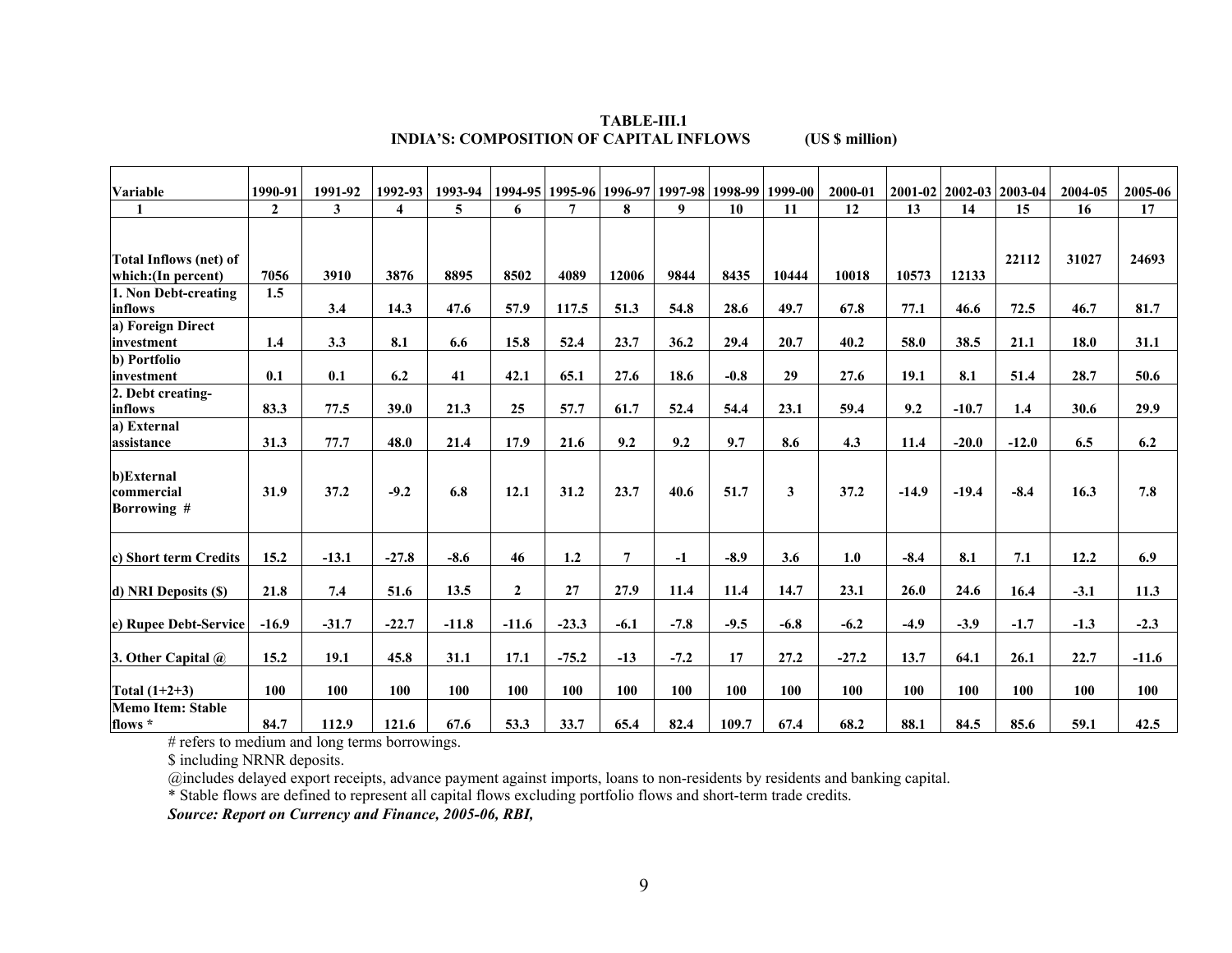**TABLE-III.1**

**INDIA'S: COMPOSITION OF CAPITAL INFLOWS (US $ million)**

| Variable | 1990-91 | 1991-92 | 1992-93 | 1993-94 | 1994-95 | 1995-96 | 1996-97 | 1997-98 | 1998-99 | 1999-00 | 2000-01 | 2001-02 | 2002-03 | 2003-04 | 2004-05 | 2005-06 |
|---|---|---|---|---|---|---|---|---|---|---|---|---|---|---|---|---|
| 1 | 2 | 3 | 4 | 5 | 6 | 7 | 8 | 9 | 10 | 11 | 12 | 13 | 14 | 15 | 16 | 17 |
| Total Inflows (net) of which:(In percent) | 7056 | 3910 | 3876 | 8895 | 8502 | 4089 | 12006 | 9844 | 8435 | 10444 | 10018 | 10573 | 12133 | 22112 | 31027 | 24693 |
| 1. Non Debt-creating inflows | 1.5 | 3.4 | 14.3 | 47.6 | 57.9 | 117.5 | 51.3 | 54.8 | 28.6 | 49.7 | 67.8 | 77.1 | 46.6 | 72.5 | 46.7 | 81.7 |
| a) Foreign Direct investment | 1.4 | 3.3 | 8.1 | 6.6 | 15.8 | 52.4 | 23.7 | 36.2 | 29.4 | 20.7 | 40.2 | 58.0 | 38.5 | 21.1 | 18.0 | 31.1 |
| b) Portfolio investment | 0.1 | 0.1 | 6.2 | 41 | 42.1 | 65.1 | 27.6 | 18.6 | -0.8 | 29 | 27.6 | 19.1 | 8.1 | 51.4 | 28.7 | 50.6 |
| 2. Debt creating-inflows | 83.3 | 77.5 | 39.0 | 21.3 | 25 | 57.7 | 61.7 | 52.4 | 54.4 | 23.1 | 59.4 | 9.2 | -10.7 | 1.4 | 30.6 | 29.9 |
| a) External assistance | 31.3 | 77.7 | 48.0 | 21.4 | 17.9 | 21.6 | 9.2 | 9.2 | 9.7 | 8.6 | 4.3 | 11.4 | -20.0 | -12.0 | 6.5 | 6.2 |
| b)External commercial Borrowing # | 31.9 | 37.2 | -9.2 | 6.8 | 12.1 | 31.2 | 23.7 | 40.6 | 51.7 | 3 | 37.2 | -14.9 | -19.4 | -8.4 | 16.3 | 7.8 |
| c) Short term Credits | 15.2 | -13.1 | -27.8 | -8.6 | 46 | 1.2 | 7 | -1 | -8.9 | 3.6 | 1.0 | -8.4 | 8.1 | 7.1 | 12.2 | 6.9 |
| d) NRI Deposits ($) | 21.8 | 7.4 | 51.6 | 13.5 | 2 | 27 | 27.9 | 11.4 | 11.4 | 14.7 | 23.1 | 26.0 | 24.6 | 16.4 | -3.1 | 11.3 |
| e) Rupee Debt-Service | -16.9 | -31.7 | -22.7 | -11.8 | -11.6 | -23.3 | -6.1 | -7.8 | -9.5 | -6.8 | -6.2 | -4.9 | -3.9 | -1.7 | -1.3 | -2.3 |
| 3. Other Capital @ | 15.2 | 19.1 | 45.8 | 31.1 | 17.1 | -75.2 | -13 | -7.2 | 17 | 27.2 | -27.2 | 13.7 | 64.1 | 26.1 | 22.7 | -11.6 |
| Total (1+2+3) | 100 | 100 | 100 | 100 | 100 | 100 | 100 | 100 | 100 | 100 | 100 | 100 | 100 | 100 | 100 | 100 |
| Memo Item: Stable flows * | 84.7 | 112.9 | 121.6 | 67.6 | 53.3 | 33.7 | 65.4 | 82.4 | 109.7 | 67.4 | 68.2 | 88.1 | 84.5 | 85.6 | 59.1 | 42.5 |

# refers to medium and long terms borrowings.

$ including NRNR deposits.

@includes delayed export receipts, advance payment against imports, loans to non-residents by residents and banking capital.

* Stable flows are defined to represent all capital flows excluding portfolio flows and short-term trade credits.

***Source: Report on Currency and Finance, 2005-06, RBI,***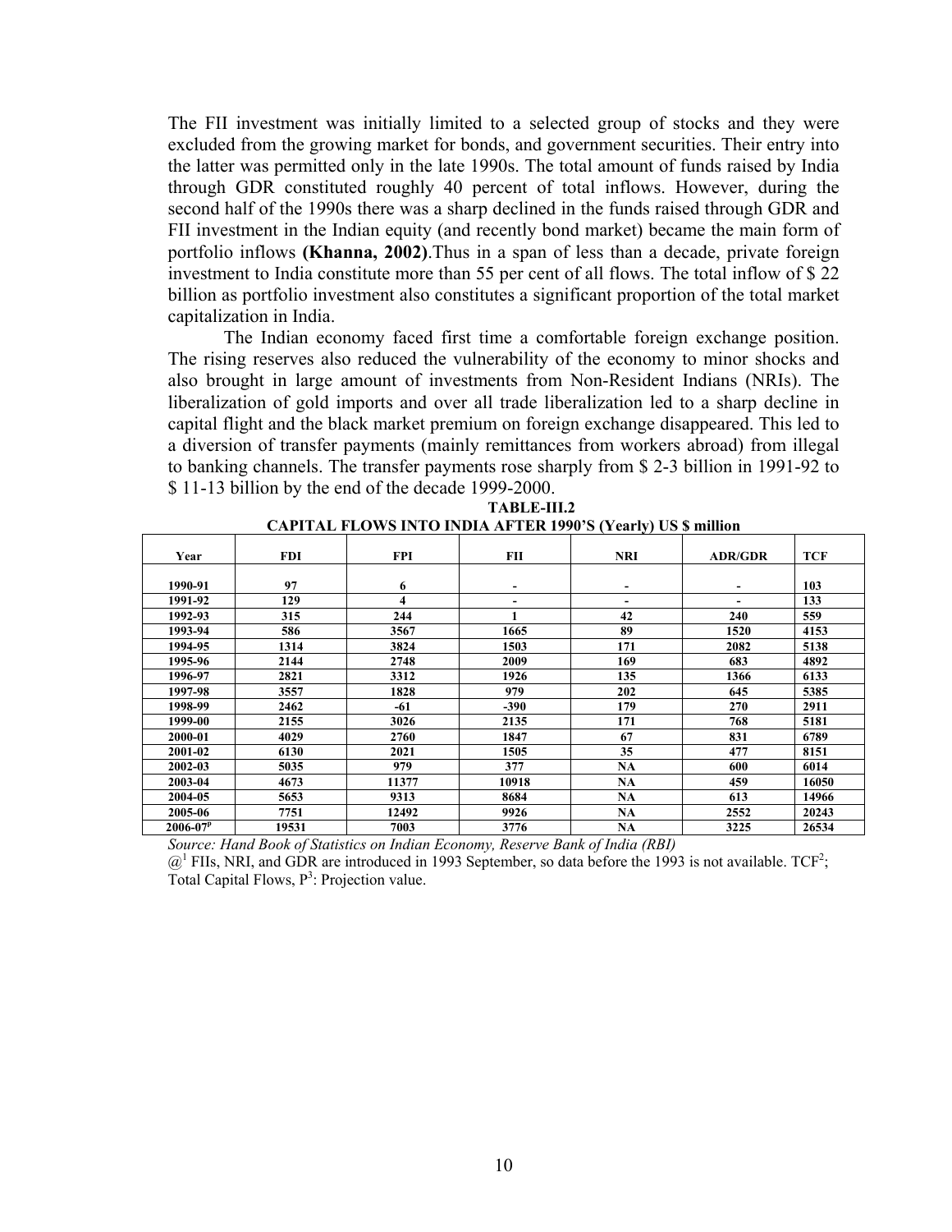The FII investment was initially limited to a selected group of stocks and they were excluded from the growing market for bonds, and government securities. Their entry into the latter was permitted only in the late 1990s. The total amount of funds raised by India through GDR constituted roughly 40 percent of total inflows. However, during the second half of the 1990s there was a sharp declined in the funds raised through GDR and FII investment in the Indian equity (and recently bond market) became the main form of portfolio inflows **(Khanna, 2002)**.Thus in a span of less than a decade, private foreign investment to India constitute more than 55 per cent of all flows. The total inflow of $ 22 billion as portfolio investment also constitutes a significant proportion of the total market capitalization in India.

The Indian economy faced first time a comfortable foreign exchange position. The rising reserves also reduced the vulnerability of the economy to minor shocks and also brought in large amount of investments from Non-Resident Indians (NRIs). The liberalization of gold imports and over all trade liberalization led to a sharp decline in capital flight and the black market premium on foreign exchange disappeared. This led to a diversion of transfer payments (mainly remittances from workers abroad) from illegal to banking channels. The transfer payments rose sharply from $ 2-3 billion in 1991-92 to $ 11-13 billion by the end of the decade 1999-2000.

**TABLE-III.2**
**CAPITAL FLOWS INTO INDIA AFTER 1990'S (Yearly) US $ million**

| Year | FDI | FPI | FII | NRI | ADR/GDR | TCF |
|---|---|---|---|---|---|---|
| 1990-91 | 97 | 6 | - | - | - | 103 |
| 1991-92 | 129 | 4 | - | - | - | 133 |
| 1992-93 | 315 | 244 | 1 | 42 | 240 | 559 |
| 1993-94 | 586 | 3567 | 1665 | 89 | 1520 | 4153 |
| 1994-95 | 1314 | 3824 | 1503 | 171 | 2082 | 5138 |
| 1995-96 | 2144 | 2748 | 2009 | 169 | 683 | 4892 |
| 1996-97 | 2821 | 3312 | 1926 | 135 | 1366 | 6133 |
| 1997-98 | 3557 | 1828 | 979 | 202 | 645 | 5385 |
| 1998-99 | 2462 | -61 | -390 | 179 | 270 | 2911 |
| 1999-00 | 2155 | 3026 | 2135 | 171 | 768 | 5181 |
| 2000-01 | 4029 | 2760 | 1847 | 67 | 831 | 6789 |
| 2001-02 | 6130 | 2021 | 1505 | 35 | 477 | 8151 |
| 2002-03 | 5035 | 979 | 377 | NA | 600 | 6014 |
| 2003-04 | 4673 | 11377 | 10918 | NA | 459 | 16050 |
| 2004-05 | 5653 | 9313 | 8684 | NA | 613 | 14966 |
| 2005-06 | 7751 | 12492 | 9926 | NA | 2552 | 20243 |
| 2006-07[P] | 19531 | 7003 | 3776 | NA | 3225 | 26534 |

*Source: Hand Book of Statistics on Indian Economy, Reserve Bank of India (RBI)*
@[1] FIIs, NRI, and GDR are introduced in 1993 September, so data before the 1993 is not available. TCF[2]; Total Capital Flows, P[3]: Projection value.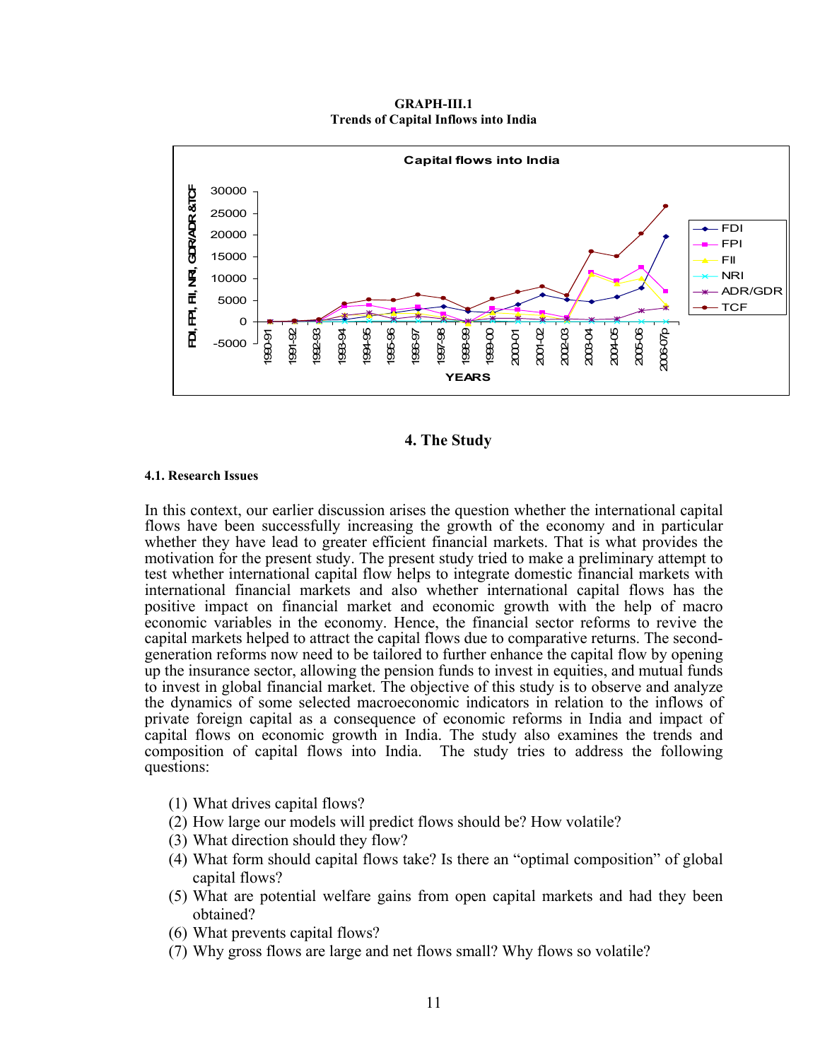**GRAPH-III.1**
**Trends of Capital Inflows into India**

Capital flows into India

FDI, FPI, FII, NRI, GDR/ADR &TCF

30000
25000
20000
15000
10000
5000
0
-5000

1990-91
1991-92
1992-93
1993-94
1994-95
1995-96
1996-97
1997-98
1998-99
1999-00
2000-01
2001-02
2002-03
2003-04
2004-05
2005-06
2006-07p

YEARS

FDI
FPI
FII
NRI
ADR/GDR
TCF

## 4. The Study

### 4.1. Research Issues

In this context, our earlier discussion arises the question whether the international capital flows have been successfully increasing the growth of the economy and in particular whether they have lead to greater efficient financial markets. That is what provides the motivation for the present study. The present study tried to make a preliminary attempt to test whether international capital flow helps to integrate domestic financial markets with international financial markets and also whether international capital flows has the positive impact on financial market and economic growth with the help of macro economic variables in the economy. Hence, the financial sector reforms to revive the capital markets helped to attract the capital flows due to comparative returns. The second-generation reforms now need to be tailored to further enhance the capital flow by opening up the insurance sector, allowing the pension funds to invest in equities, and mutual funds to invest in global financial market. The objective of this study is to observe and analyze the dynamics of some selected macroeconomic indicators in relation to the inflows of private foreign capital as a consequence of economic reforms in India and impact of capital flows on economic growth in India. The study also examines the trends and composition of capital flows into India. The study tries to address the following questions:

(1) What drives capital flows?
(2) How large our models will predict flows should be? How volatile?
(3) What direction should they flow?
(4) What form should capital flows take? Is there an "optimal composition" of global capital flows?
(5) What are potential welfare gains from open capital markets and had they been obtained?
(6) What prevents capital flows?
(7) Why gross flows are large and net flows small? Why flows so volatile?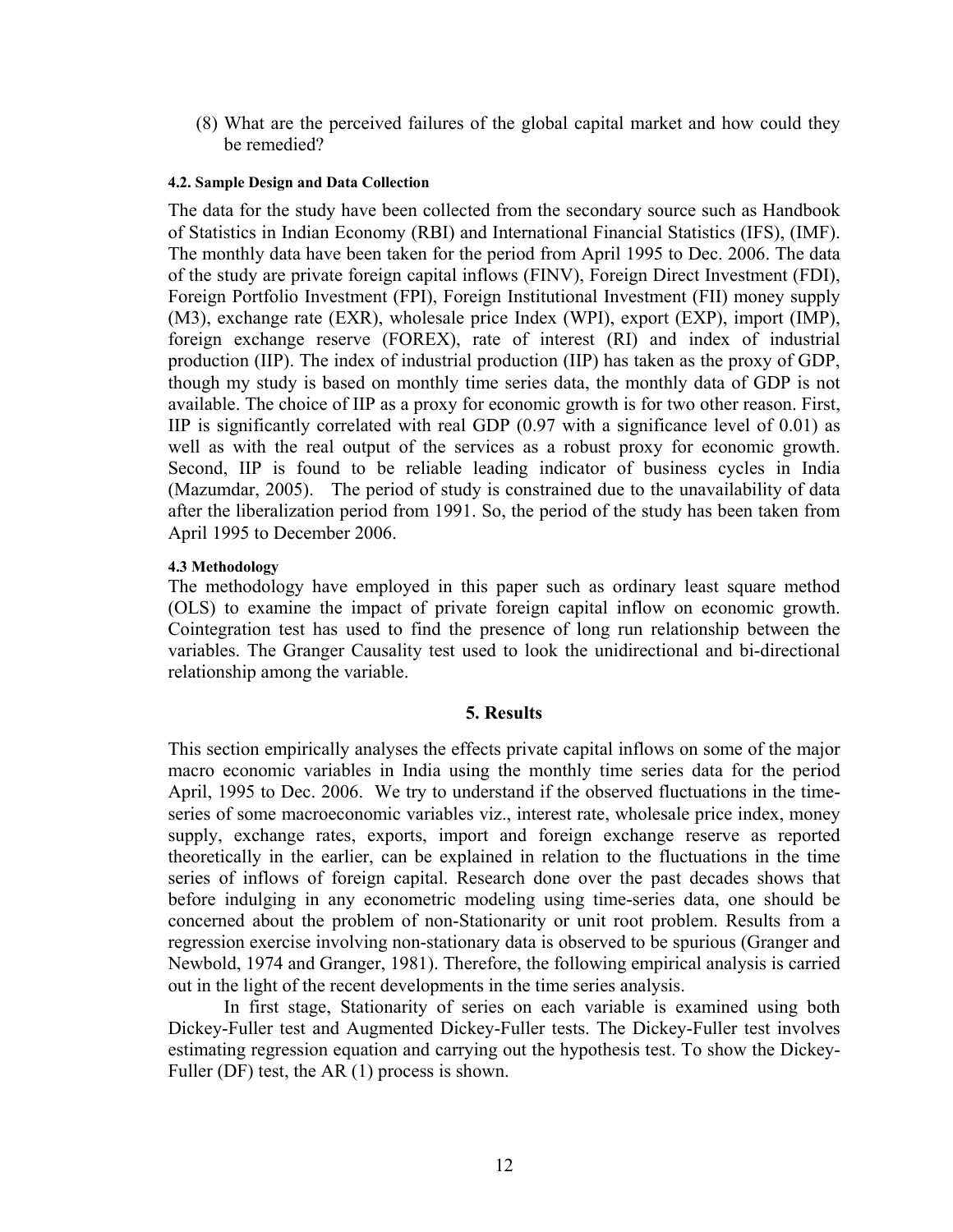(8) What are the perceived failures of the global capital market and how could they be remedied?

#### 4.2. Sample Design and Data Collection

The data for the study have been collected from the secondary source such as Handbook of Statistics in Indian Economy (RBI) and International Financial Statistics (IFS), (IMF). The monthly data have been taken for the period from April 1995 to Dec. 2006. The data of the study are private foreign capital inflows (FINV), Foreign Direct Investment (FDI), Foreign Portfolio Investment (FPI), Foreign Institutional Investment (FII) money supply (M3), exchange rate (EXR), wholesale price Index (WPI), export (EXP), import (IMP), foreign exchange reserve (FOREX), rate of interest (RI) and index of industrial production (IIP). The index of industrial production (IIP) has taken as the proxy of GDP, though my study is based on monthly time series data, the monthly data of GDP is not available. The choice of IIP as a proxy for economic growth is for two other reason. First, IIP is significantly correlated with real GDP (0.97 with a significance level of 0.01) as well as with the real output of the services as a robust proxy for economic growth. Second, IIP is found to be reliable leading indicator of business cycles in India (Mazumdar, 2005). The period of study is constrained due to the unavailability of data after the liberalization period from 1991. So, the period of the study has been taken from April 1995 to December 2006.

#### 4.3 Methodology

The methodology have employed in this paper such as ordinary least square method (OLS) to examine the impact of private foreign capital inflow on economic growth. Cointegration test has used to find the presence of long run relationship between the variables. The Granger Causality test used to look the unidirectional and bi-directional relationship among the variable.

## 5. Results

This section empirically analyses the effects private capital inflows on some of the major macro economic variables in India using the monthly time series data for the period April, 1995 to Dec. 2006. We try to understand if the observed fluctuations in the time-series of some macroeconomic variables viz., interest rate, wholesale price index, money supply, exchange rates, exports, import and foreign exchange reserve as reported theoretically in the earlier, can be explained in relation to the fluctuations in the time series of inflows of foreign capital. Research done over the past decades shows that before indulging in any econometric modeling using time-series data, one should be concerned about the problem of non-Stationarity or unit root problem. Results from a regression exercise involving non-stationary data is observed to be spurious (Granger and Newbold, 1974 and Granger, 1981). Therefore, the following empirical analysis is carried out in the light of the recent developments in the time series analysis.

In first stage, Stationarity of series on each variable is examined using both Dickey-Fuller test and Augmented Dickey-Fuller tests. The Dickey-Fuller test involves estimating regression equation and carrying out the hypothesis test. To show the Dickey-Fuller (DF) test, the AR (1) process is shown.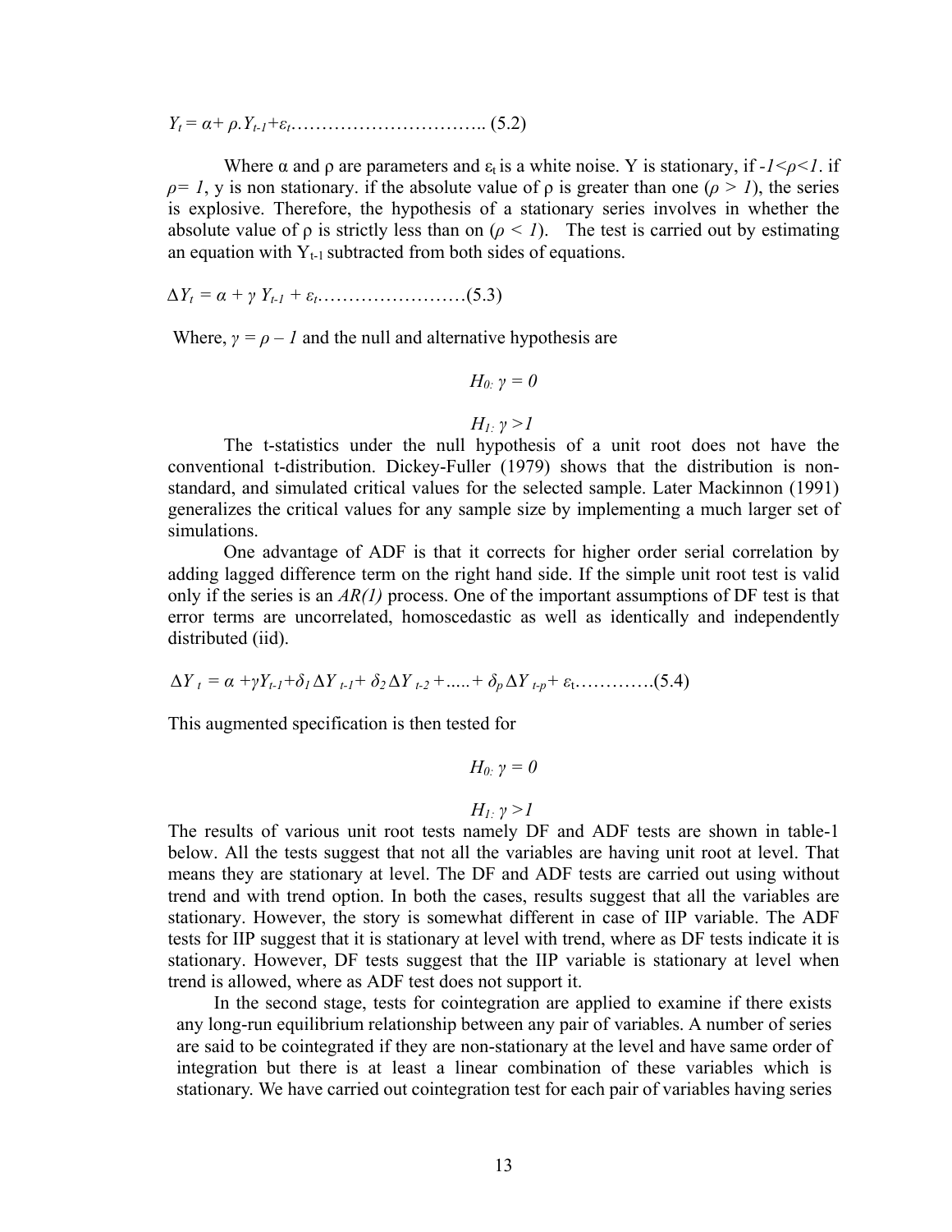$$Y_t = \alpha + \rho . Y_{t-1} + \varepsilon_t \quad \text{.............................. (5.2)}$$

Where α and ρ are parameters and $\varepsilon_t$ is a white noise. Y is stationary, if $-1<\rho<1$. if $\rho = 1$, y is non stationary. if the absolute value of ρ is greater than one ($\rho > 1$), the series is explosive. Therefore, the hypothesis of a stationary series involves in whether the absolute value of ρ is strictly less than on ($\rho < 1$). The test is carried out by estimating an equation with $Y_{t-1}$ subtracted from both sides of equations.

$$\Delta Y_t = \alpha + \gamma\, Y_{t-1} + \varepsilon_t \quad \text{........................(5.3)}$$

Where, $\gamma = \rho - 1$ and the null and alternative hypothesis are

$$H_0: \gamma = 0$$

$$H_1: \gamma > 1$$

The t-statistics under the null hypothesis of a unit root does not have the conventional t-distribution. Dickey-Fuller (1979) shows that the distribution is non-standard, and simulated critical values for the selected sample. Later Mackinnon (1991) generalizes the critical values for any sample size by implementing a much larger set of simulations.

One advantage of ADF is that it corrects for higher order serial correlation by adding lagged difference term on the right hand side. If the simple unit root test is valid only if the series is an *AR(1)* process. One of the important assumptions of DF test is that error terms are uncorrelated, homoscedastic as well as identically and independently distributed (iid).

$$\Delta Y_t = \alpha + \gamma Y_{t-1} + \delta_1 \Delta Y_{t-1} + \delta_2 \Delta Y_{t-2} + \ldots + \delta_p \Delta Y_{t-p} + \varepsilon_t \quad \text{............(5.4)}$$

This augmented specification is then tested for

$$H_0: \gamma = 0$$

$$H_1: \gamma > 1$$

The results of various unit root tests namely DF and ADF tests are shown in table-1 below. All the tests suggest that not all the variables are having unit root at level. That means they are stationary at level. The DF and ADF tests are carried out using without trend and with trend option. In both the cases, results suggest that all the variables are stationary. However, the story is somewhat different in case of IIP variable. The ADF tests for IIP suggest that it is stationary at level with trend, where as DF tests indicate it is stationary. However, DF tests suggest that the IIP variable is stationary at level when trend is allowed, where as ADF test does not support it.

In the second stage, tests for cointegration are applied to examine if there exists any long-run equilibrium relationship between any pair of variables. A number of series are said to be cointegrated if they are non-stationary at the level and have same order of integration but there is at least a linear combination of these variables which is stationary. We have carried out cointegration test for each pair of variables having series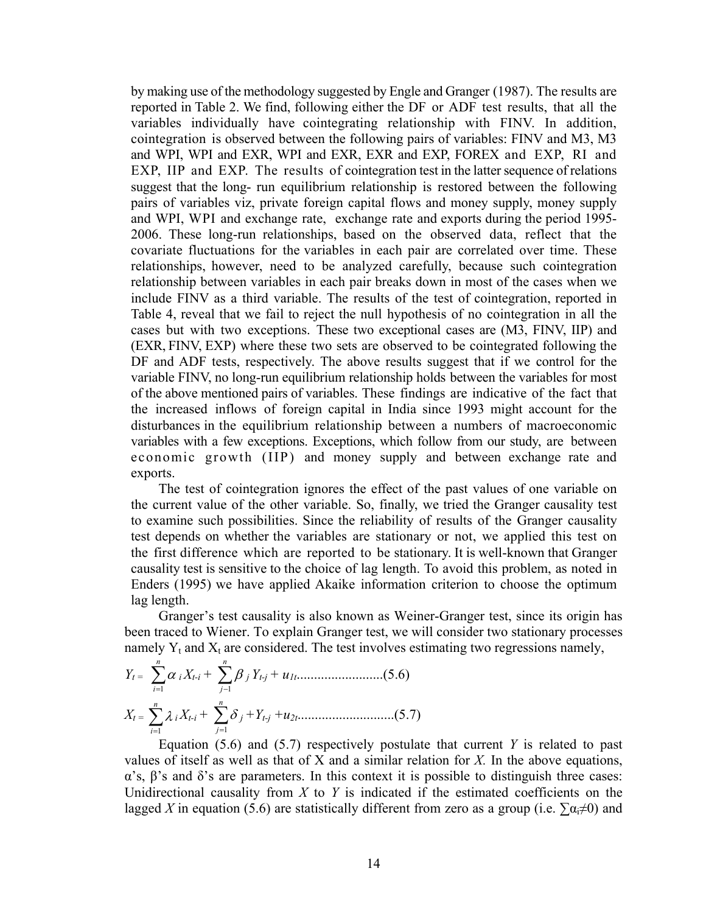by making use of the methodology suggested by Engle and Granger (1987). The results are reported in Table 2. We find, following either the DF or ADF test results, that all the variables individually have cointegrating relationship with FINV. In addition, cointegration is observed between the following pairs of variables: FINV and M3, M3 and WPI, WPI and EXR, WPI and EXR, EXR and EXP, FOREX and EXP, RI and EXP, IIP and EXP. The results of cointegration test in the latter sequence of relations suggest that the long- run equilibrium relationship is restored between the following pairs of variables viz, private foreign capital flows and money supply, money supply and WPI, WPI and exchange rate, exchange rate and exports during the period 1995-2006. These long-run relationships, based on the observed data, reflect that the covariate fluctuations for the variables in each pair are correlated over time. These relationships, however, need to be analyzed carefully, because such cointegration relationship between variables in each pair breaks down in most of the cases when we include FINV as a third variable. The results of the test of cointegration, reported in Table 4, reveal that we fail to reject the null hypothesis of no cointegration in all the cases but with two exceptions. These two exceptional cases are (M3, FINV, IIP) and (EXR, FINV, EXP) where these two sets are observed to be cointegrated following the DF and ADF tests, respectively. The above results suggest that if we control for the variable FINV, no long-run equilibrium relationship holds between the variables for most of the above mentioned pairs of variables. These findings are indicative of the fact that the increased inflows of foreign capital in India since 1993 might account for the disturbances in the equilibrium relationship between a numbers of macroeconomic variables with a few exceptions. Exceptions, which follow from our study, are between economic growth (IIP) and money supply and between exchange rate and exports.

The test of cointegration ignores the effect of the past values of one variable on the current value of the other variable. So, finally, we tried the Granger causality test to examine such possibilities. Since the reliability of results of the Granger causality test depends on whether the variables are stationary or not, we applied this test on the first difference which are reported to be stationary. It is well-known that Granger causality test is sensitive to the choice of lag length. To avoid this problem, as noted in Enders (1995) we have applied Akaike information criterion to choose the optimum lag length.

Granger's test causality is also known as Weiner-Granger test, since its origin has been traced to Wiener. To explain Granger test, we will consider two stationary processes namely $Y_t$ and $X_t$ are considered. The test involves estimating two regressions namely,

$$Y_t = \sum_{i=1}^{n} \alpha_i X_{t-i} + \sum_{j-1}^{n} \beta_j Y_{t-j} + u_{1t} \quad \text{.........................(5.6)}$$

$$X_t = \sum_{i=1}^{n} \lambda_i X_{t-i} + \sum_{j=1}^{n} \delta_j + Y_{t-j} + u_{2t} \quad \text{............................(5.7)}$$

Equation (5.6) and (5.7) respectively postulate that current *Y* is related to past values of itself as well as that of X and a similar relation for *X.* In the above equations, α's, β's and δ's are parameters. In this context it is possible to distinguish three cases: Unidirectional causality from *X* to *Y* is indicated if the estimated coefficients on the lagged *X* in equation (5.6) are statistically different from zero as a group (i.e. $\sum\alpha_i \neq 0$) and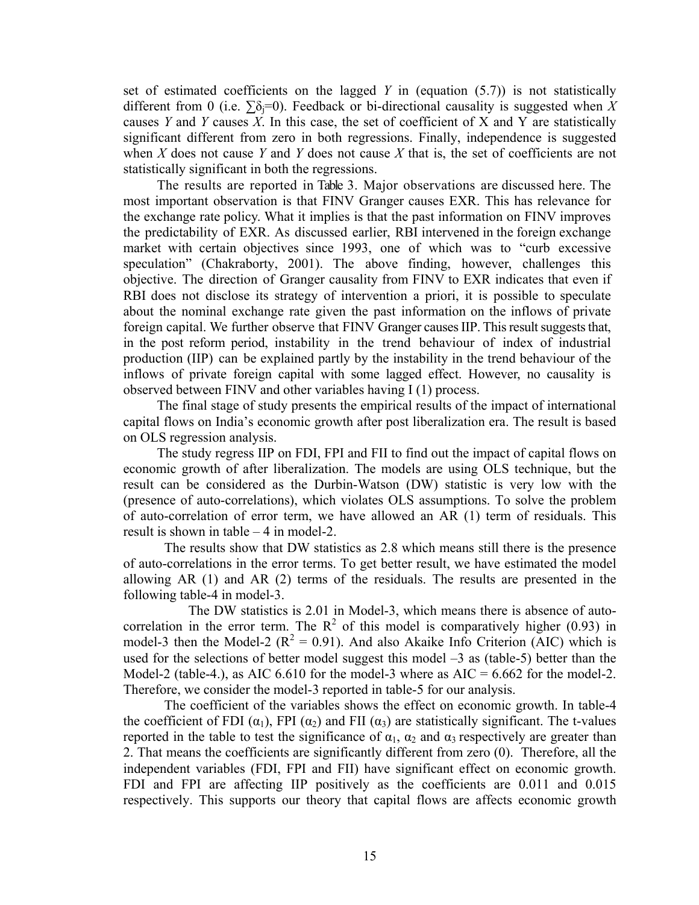set of estimated coefficients on the lagged $Y$ in (equation (5.7)) is not statistically different from 0 (i.e. $\sum\delta_j=0$). Feedback or bi-directional causality is suggested when $X$ causes $Y$ and $Y$ causes $X$. In this case, the set of coefficient of X and Y are statistically significant different from zero in both regressions. Finally, independence is suggested when $X$ does not cause $Y$ and $Y$ does not cause $X$ that is, the set of coefficients are not statistically significant in both the regressions.

The results are reported in Table 3. Major observations are discussed here. The most important observation is that FINV Granger causes EXR. This has relevance for the exchange rate policy. What it implies is that the past information on FINV improves the predictability of EXR. As discussed earlier, RBI intervened in the foreign exchange market with certain objectives since 1993, one of which was to "curb excessive speculation" (Chakraborty, 2001). The above finding, however, challenges this objective. The direction of Granger causality from FINV to EXR indicates that even if RBI does not disclose its strategy of intervention a priori, it is possible to speculate about the nominal exchange rate given the past information on the inflows of private foreign capital. We further observe that FINV Granger causes IIP. This result suggests that, in the post reform period, instability in the trend behaviour of index of industrial production (IIP) can be explained partly by the instability in the trend behaviour of the inflows of private foreign capital with some lagged effect. However, no causality is observed between FINV and other variables having I (1) process.

The final stage of study presents the empirical results of the impact of international capital flows on India's economic growth after post liberalization era. The result is based on OLS regression analysis.

The study regress IIP on FDI, FPI and FII to find out the impact of capital flows on economic growth of after liberalization. The models are using OLS technique, but the result can be considered as the Durbin-Watson (DW) statistic is very low with the (presence of auto-correlations), which violates OLS assumptions. To solve the problem of auto-correlation of error term, we have allowed an AR (1) term of residuals. This result is shown in table – 4 in model-2.

The results show that DW statistics as 2.8 which means still there is the presence of auto-correlations in the error terms. To get better result, we have estimated the model allowing AR (1) and AR (2) terms of the residuals. The results are presented in the following table-4 in model-3.

The DW statistics is 2.01 in Model-3, which means there is absence of auto-correlation in the error term. The $R^2$ of this model is comparatively higher (0.93) in model-3 then the Model-2 ($R^2$ = 0.91). And also Akaike Info Criterion (AIC) which is used for the selections of better model suggest this model –3 as (table-5) better than the Model-2 (table-4.), as AIC 6.610 for the model-3 where as AIC = 6.662 for the model-2. Therefore, we consider the model-3 reported in table-5 for our analysis.

The coefficient of the variables shows the effect on economic growth. In table-4 the coefficient of FDI ($\alpha_1$), FPI ($\alpha_2$) and FII ($\alpha_3$) are statistically significant. The t-values reported in the table to test the significance of $\alpha_1$, $\alpha_2$ and $\alpha_3$ respectively are greater than 2. That means the coefficients are significantly different from zero (0). Therefore, all the independent variables (FDI, FPI and FII) have significant effect on economic growth. FDI and FPI are affecting IIP positively as the coefficients are 0.011 and 0.015 respectively. This supports our theory that capital flows are affects economic growth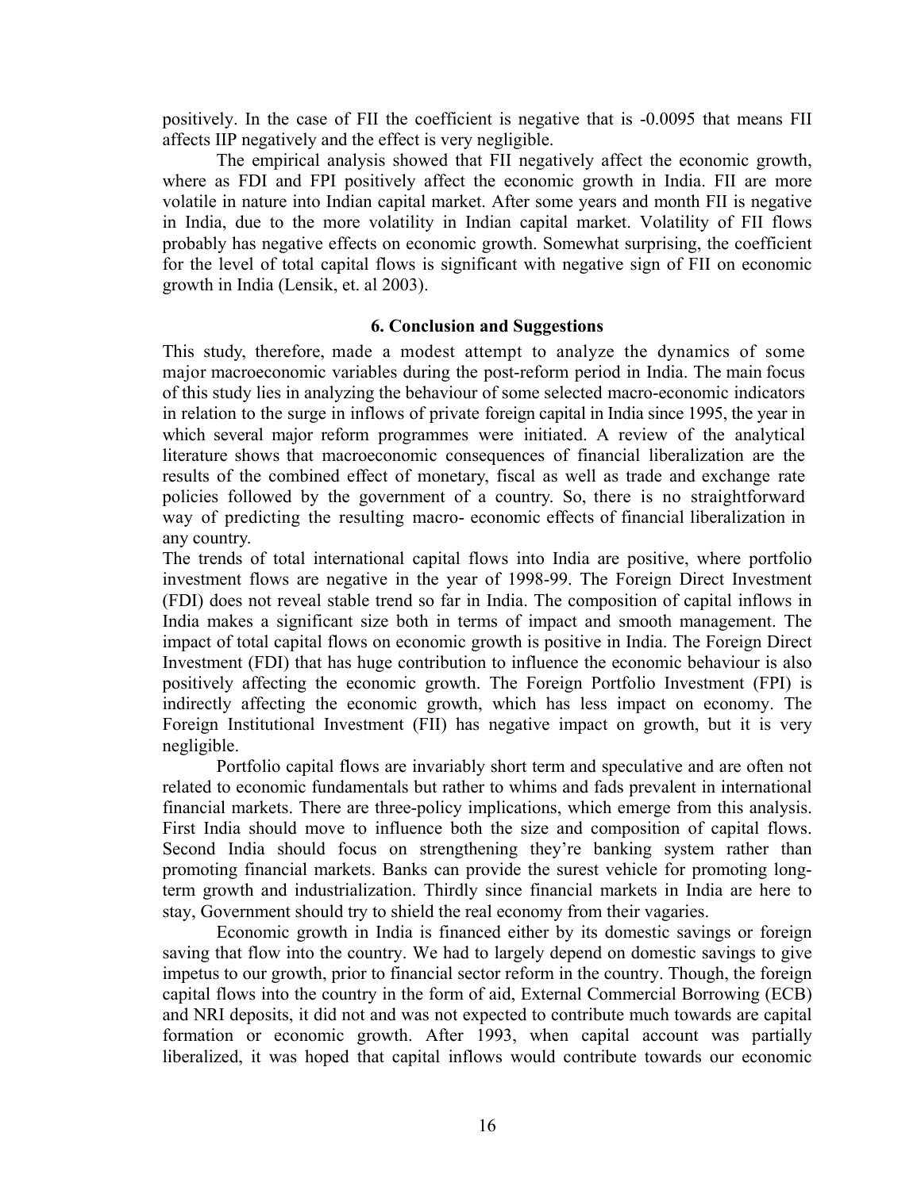positively. In the case of FII the coefficient is negative that is -0.0095 that means FII affects IIP negatively and the effect is very negligible.

The empirical analysis showed that FII negatively affect the economic growth, where as FDI and FPI positively affect the economic growth in India. FII are more volatile in nature into Indian capital market. After some years and month FII is negative in India, due to the more volatility in Indian capital market. Volatility of FII flows probably has negative effects on economic growth. Somewhat surprising, the coefficient for the level of total capital flows is significant with negative sign of FII on economic growth in India (Lensik, et. al 2003).

## 6. Conclusion and Suggestions

This study, therefore, made a modest attempt to analyze the dynamics of some major macroeconomic variables during the post-reform period in India. The main focus of this study lies in analyzing the behaviour of some selected macro-economic indicators in relation to the surge in inflows of private foreign capital in India since 1995, the year in which several major reform programmes were initiated. A review of the analytical literature shows that macroeconomic consequences of financial liberalization are the results of the combined effect of monetary, fiscal as well as trade and exchange rate policies followed by the government of a country. So, there is no straightforward way of predicting the resulting macro- economic effects of financial liberalization in any country.

The trends of total international capital flows into India are positive, where portfolio investment flows are negative in the year of 1998-99. The Foreign Direct Investment (FDI) does not reveal stable trend so far in India. The composition of capital inflows in India makes a significant size both in terms of impact and smooth management. The impact of total capital flows on economic growth is positive in India. The Foreign Direct Investment (FDI) that has huge contribution to influence the economic behaviour is also positively affecting the economic growth. The Foreign Portfolio Investment (FPI) is indirectly affecting the economic growth, which has less impact on economy. The Foreign Institutional Investment (FII) has negative impact on growth, but it is very negligible.

Portfolio capital flows are invariably short term and speculative and are often not related to economic fundamentals but rather to whims and fads prevalent in international financial markets. There are three-policy implications, which emerge from this analysis. First India should move to influence both the size and composition of capital flows. Second India should focus on strengthening they're banking system rather than promoting financial markets. Banks can provide the surest vehicle for promoting long-term growth and industrialization. Thirdly since financial markets in India are here to stay, Government should try to shield the real economy from their vagaries.

Economic growth in India is financed either by its domestic savings or foreign saving that flow into the country. We had to largely depend on domestic savings to give impetus to our growth, prior to financial sector reform in the country. Though, the foreign capital flows into the country in the form of aid, External Commercial Borrowing (ECB) and NRI deposits, it did not and was not expected to contribute much towards are capital formation or economic growth. After 1993, when capital account was partially liberalized, it was hoped that capital inflows would contribute towards our economic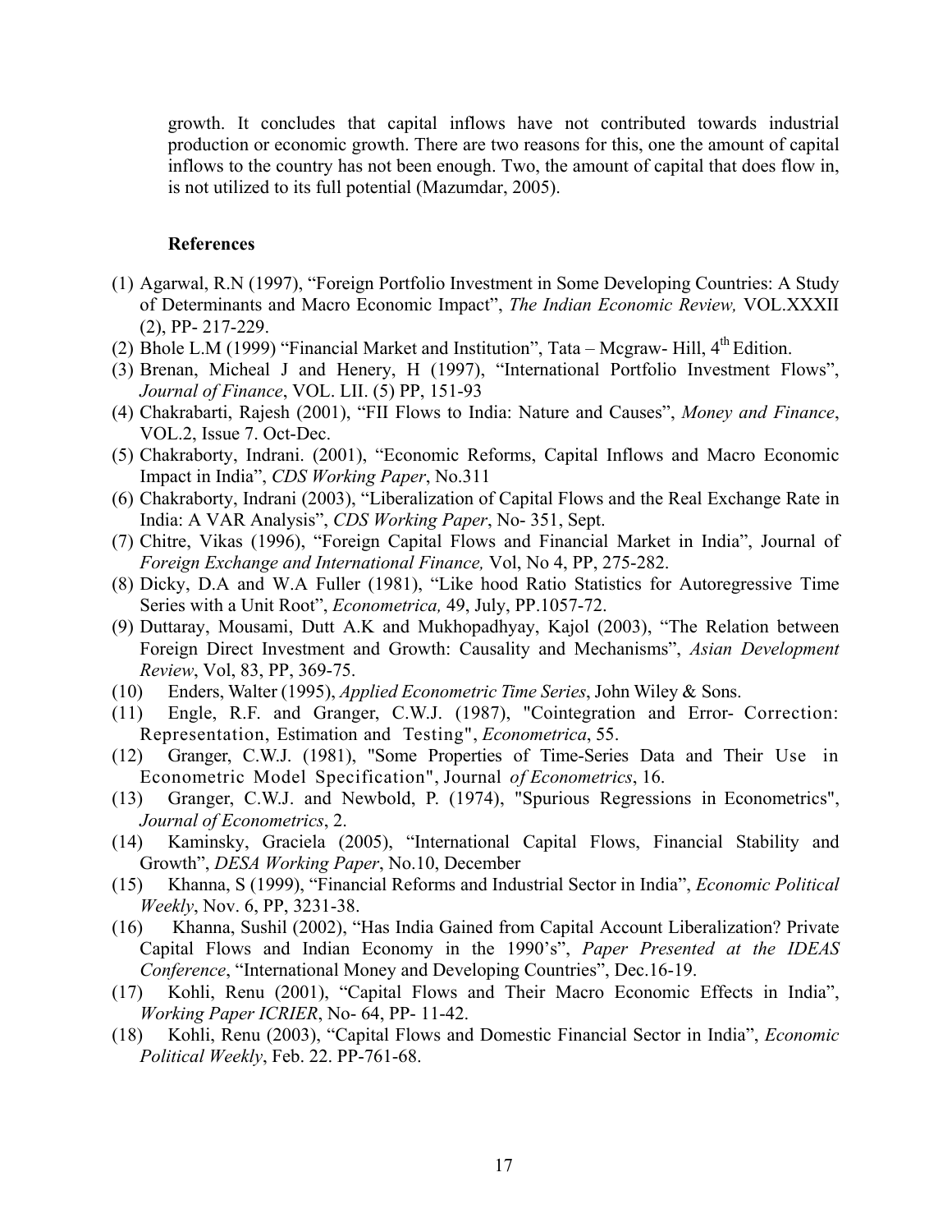growth. It concludes that capital inflows have not contributed towards industrial production or economic growth. There are two reasons for this, one the amount of capital inflows to the country has not been enough. Two, the amount of capital that does flow in, is not utilized to its full potential (Mazumdar, 2005).

**References**

(1) Agarwal, R.N (1997), "Foreign Portfolio Investment in Some Developing Countries: A Study of Determinants and Macro Economic Impact", *The Indian Economic Review,* VOL.XXXII (2), PP- 217-229.

(2) Bhole L.M (1999) "Financial Market and Institution", Tata – Mcgraw- Hill, 4th Edition.

(3) Brenan, Micheal J and Henery, H (1997), "International Portfolio Investment Flows", *Journal of Finance*, VOL. LII. (5) PP, 151-93

(4) Chakrabarti, Rajesh (2001), "FII Flows to India: Nature and Causes", *Money and Finance*, VOL.2, Issue 7. Oct-Dec.

(5) Chakraborty, Indrani. (2001), "Economic Reforms, Capital Inflows and Macro Economic Impact in India", *CDS Working Paper*, No.311

(6) Chakraborty, Indrani (2003), "Liberalization of Capital Flows and the Real Exchange Rate in India: A VAR Analysis", *CDS Working Paper*, No- 351, Sept.

(7) Chitre, Vikas (1996), "Foreign Capital Flows and Financial Market in India", Journal of *Foreign Exchange and International Finance,* Vol, No 4, PP, 275-282.

(8) Dicky, D.A and W.A Fuller (1981), "Like hood Ratio Statistics for Autoregressive Time Series with a Unit Root", *Econometrica,* 49, July, PP.1057-72.

(9) Duttaray, Mousami, Dutt A.K and Mukhopadhyay, Kajol (2003), "The Relation between Foreign Direct Investment and Growth: Causality and Mechanisms", *Asian Development Review*, Vol, 83, PP, 369-75.

(10) Enders, Walter (1995), *Applied Econometric Time Series*, John Wiley & Sons.

(11) Engle, R.F. and Granger, C.W.J. (1987), "Cointegration and Error- Correction: Representation, Estimation and Testing", *Econometrica*, 55.

(12) Granger, C.W.J. (1981), "Some Properties of Time-Series Data and Their Use in Econometric Model Specification", Journal *of Econometrics*, 16.

(13) Granger, C.W.J. and Newbold, P. (1974), "Spurious Regressions in Econometrics", *Journal of Econometrics*, 2.

(14) Kaminsky, Graciela (2005), "International Capital Flows, Financial Stability and Growth", *DESA Working Paper*, No.10, December

(15) Khanna, S (1999), "Financial Reforms and Industrial Sector in India", *Economic Political Weekly*, Nov. 6, PP, 3231-38.

(16) Khanna, Sushil (2002), "Has India Gained from Capital Account Liberalization? Private Capital Flows and Indian Economy in the 1990's", *Paper Presented at the IDEAS Conference*, "International Money and Developing Countries", Dec.16-19.

(17) Kohli, Renu (2001), "Capital Flows and Their Macro Economic Effects in India", *Working Paper ICRIER*, No- 64, PP- 11-42.

(18) Kohli, Renu (2003), "Capital Flows and Domestic Financial Sector in India", *Economic Political Weekly*, Feb. 22. PP-761-68.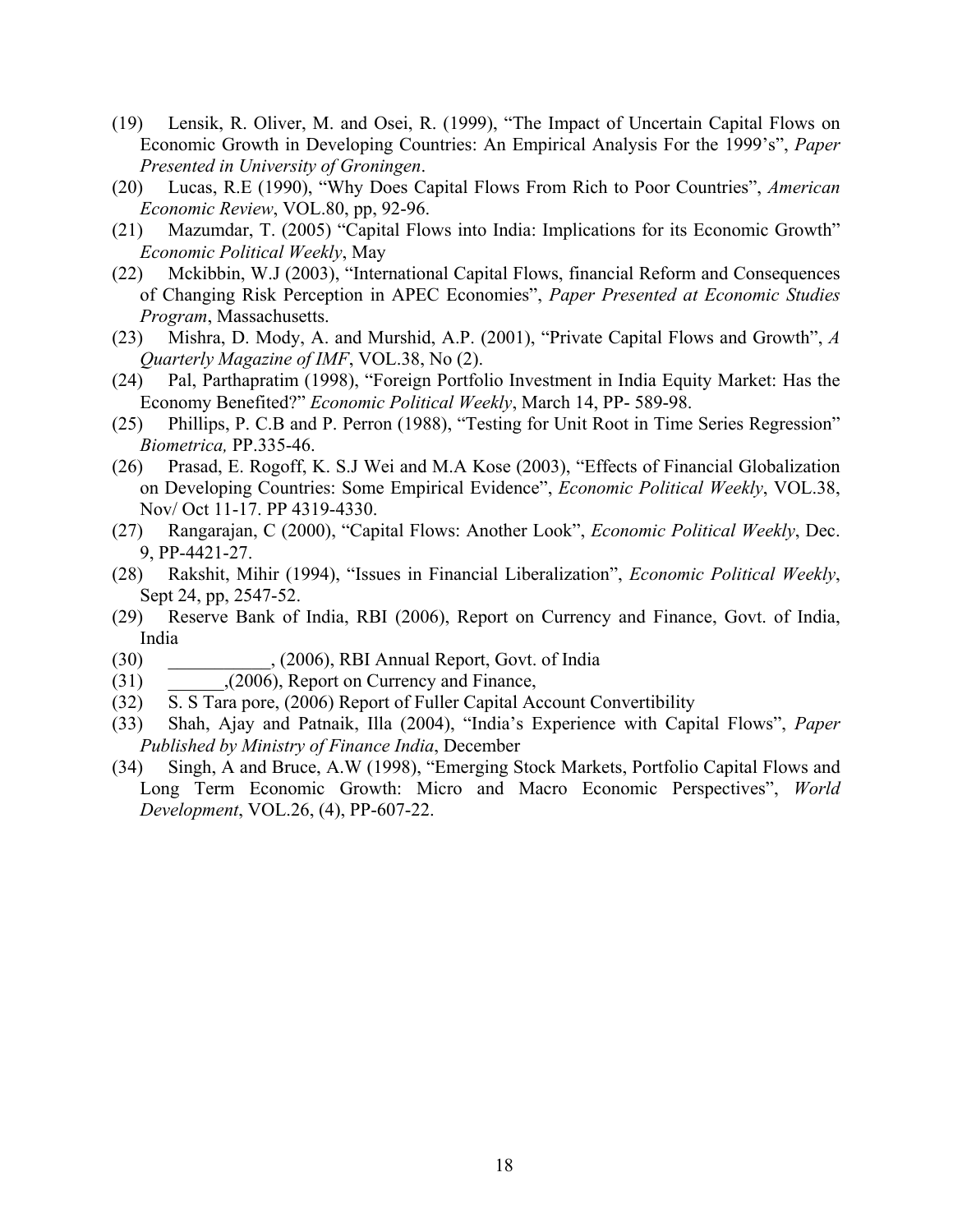(19) Lensik, R. Oliver, M. and Osei, R. (1999), "The Impact of Uncertain Capital Flows on Economic Growth in Developing Countries: An Empirical Analysis For the 1999's", *Paper Presented in University of Groningen*.

(20) Lucas, R.E (1990), "Why Does Capital Flows From Rich to Poor Countries", *American Economic Review*, VOL.80, pp, 92-96.

(21) Mazumdar, T. (2005) "Capital Flows into India: Implications for its Economic Growth" *Economic Political Weekly*, May

(22) Mckibbin, W.J (2003), "International Capital Flows, financial Reform and Consequences of Changing Risk Perception in APEC Economies", *Paper Presented at Economic Studies Program*, Massachusetts.

(23) Mishra, D. Mody, A. and Murshid, A.P. (2001), "Private Capital Flows and Growth", *A Quarterly Magazine of IMF*, VOL.38, No (2).

(24) Pal, Parthapratim (1998), "Foreign Portfolio Investment in India Equity Market: Has the Economy Benefited?" *Economic Political Weekly*, March 14, PP- 589-98.

(25) Phillips, P. C.B and P. Perron (1988), "Testing for Unit Root in Time Series Regression" *Biometrica,* PP.335-46.

(26) Prasad, E. Rogoff, K. S.J Wei and M.A Kose (2003), "Effects of Financial Globalization on Developing Countries: Some Empirical Evidence", *Economic Political Weekly*, VOL.38, Nov/ Oct 11-17. PP 4319-4330.

(27) Rangarajan, C (2000), "Capital Flows: Another Look", *Economic Political Weekly*, Dec. 9, PP-4421-27.

(28) Rakshit, Mihir (1994), "Issues in Financial Liberalization", *Economic Political Weekly*, Sept 24, pp, 2547-52.

(29) Reserve Bank of India, RBI (2006), Report on Currency and Finance, Govt. of India, India

(30) ___________, (2006), RBI Annual Report, Govt. of India

(31) ______,(2006), Report on Currency and Finance,

(32) S. S Tara pore, (2006) Report of Fuller Capital Account Convertibility

(33) Shah, Ajay and Patnaik, Illa (2004), "India's Experience with Capital Flows", *Paper Published by Ministry of Finance India*, December

(34) Singh, A and Bruce, A.W (1998), "Emerging Stock Markets, Portfolio Capital Flows and Long Term Economic Growth: Micro and Macro Economic Perspectives", *World Development*, VOL.26, (4), PP-607-22.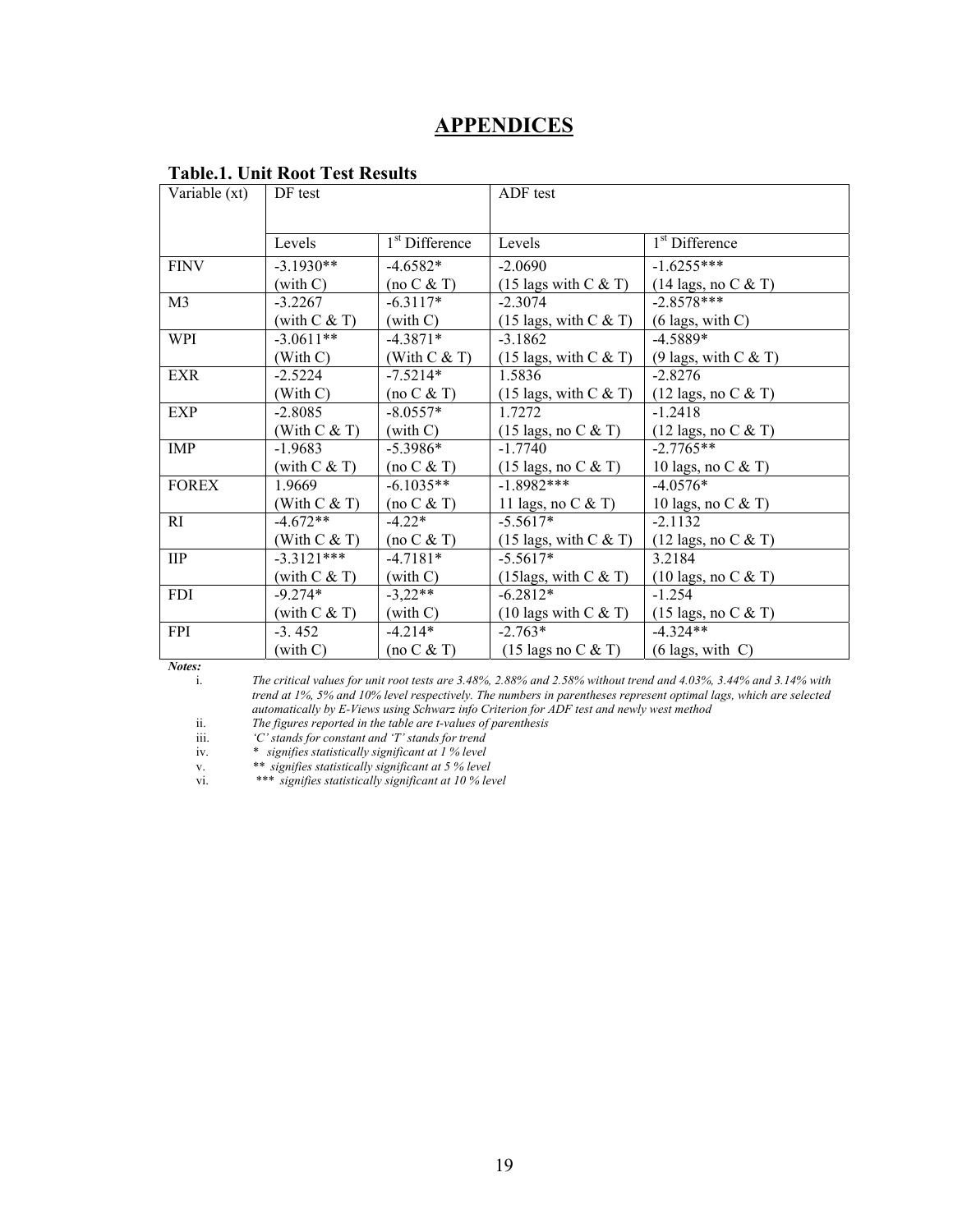# APPENDICES

**Table.1. Unit Root Test Results**

| Variable (xt) | DF test | | ADF test | |
|---|---|---|---|---|
| | Levels | 1st Difference | Levels | 1st Difference |
| FINV | -3.1930** (with C) | -4.6582* (no C & T) | -2.0690 (15 lags with C & T) | -1.6255*** (14 lags, no C & T) |
| M3 | -3.2267 (with C & T) | -6.3117* (with C) | -2.3074 (15 lags, with C & T) | -2.8578*** (6 lags, with C) |
| WPI | -3.0611** (With C) | -4.3871* (With C & T) | -3.1862 (15 lags, with C & T) | -4.5889* (9 lags, with C & T) |
| EXR | -2.5224 (With C) | -7.5214* (no C & T) | 1.5836 (15 lags, with C & T) | -2.8276 (12 lags, no C & T) |
| EXP | -2.8085 (With C & T) | -8.0557* (with C) | 1.7272 (15 lags, no C & T) | -1.2418 (12 lags, no C & T) |
| IMP | -1.9683 (with C & T) | -5.3986* (no C & T) | -1.7740 (15 lags, no C & T) | -2.7765** 10 lags, no C & T) |
| FOREX | 1.9669 (With C & T) | -6.1035** (no C & T) | -1.8982*** 11 lags, no C & T) | -4.0576* 10 lags, no C & T) |
| RI | -4.672** (With C & T) | -4.22* (no C & T) | -5.5617* (15 lags, with C & T) | -2.1132 (12 lags, no C & T) |
| IIP | -3.3121*** (with C & T) | -4.7181* (with C) | -5.5617* (15lags, with C & T) | 3.2184 (10 lags, no C & T) |
| FDI | -9.274* (with C & T) | -3,22** (with C) | -6.2812* (10 lags with C & T) | -1.254 (15 lags, no C & T) |
| FPI | -3. 452 (with C) | -4.214* (no C & T) | -2.763* (15 lags no C & T) | -4.324** (6 lags, with C) |

***Notes:***

i. *The critical values for unit root tests are 3.48%, 2.88% and 2.58% without trend and 4.03%, 3.44% and 3.14% with trend at 1%, 5% and 10% level respectively. The numbers in parentheses represent optimal lags, which are selected automatically by E-Views using Schwarz info Criterion for ADF test and newly west method*

ii. *The figures reported in the table are t-values of parenthesis*

iii. *'C' stands for constant and 'T' stands for trend*

iv. *\* signifies statistically significant at 1 % level*

v. *\*\* signifies statistically significant at 5 % level*

vi. *\*\*\* signifies statistically significant at 10 % level*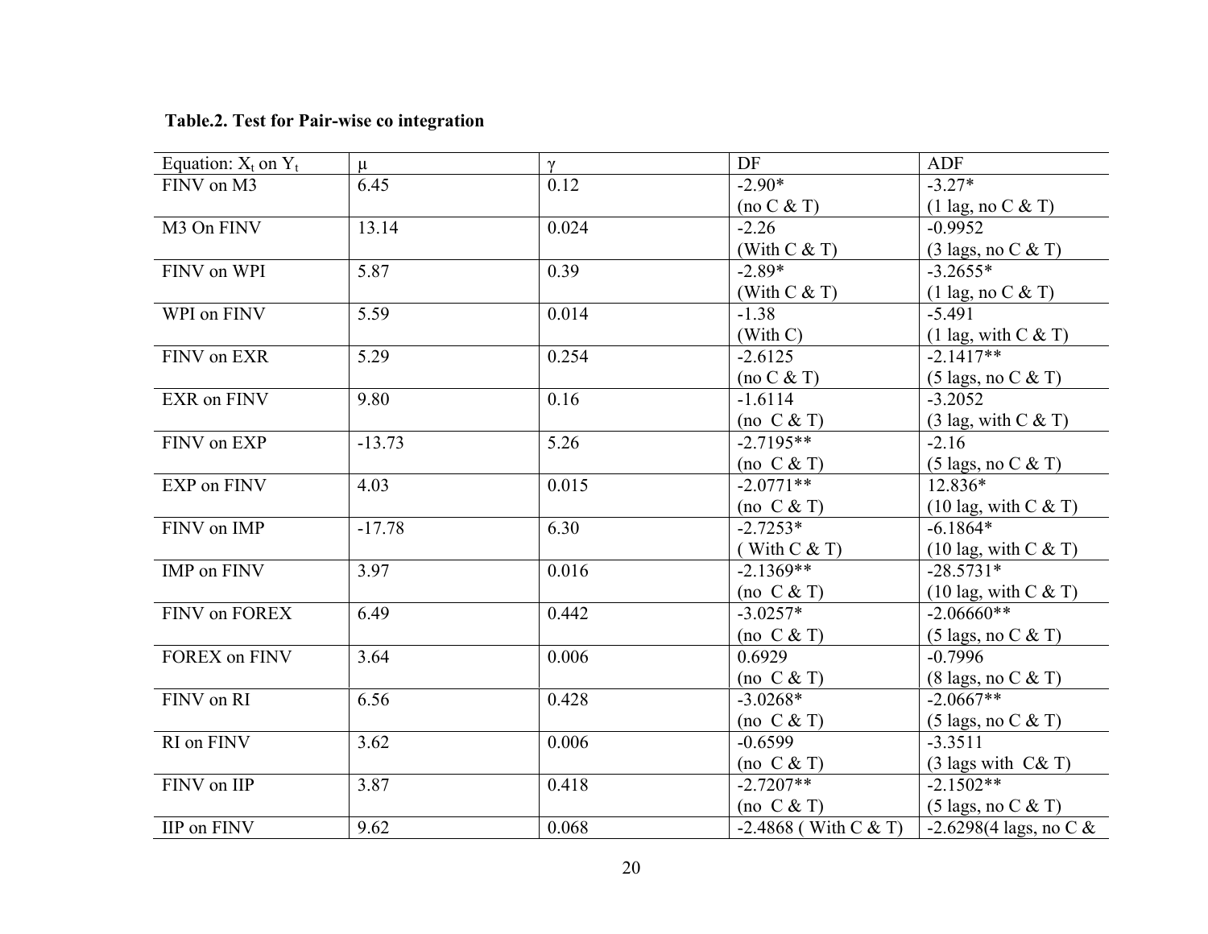**Table.2. Test for Pair-wise co integration**

| Equation: $X_t$ on $Y_t$ | μ | γ | DF | ADF |
|---|---|---|---|---|
| FINV on M3 | 6.45 | 0.12 | -2.90* (no C & T) | -3.27* (1 lag, no C & T) |
| M3 On FINV | 13.14 | 0.024 | -2.26 (With C & T) | -0.9952 (3 lags, no C & T) |
| FINV on WPI | 5.87 | 0.39 | -2.89* (With C & T) | -3.2655* (1 lag, no C & T) |
| WPI on FINV | 5.59 | 0.014 | -1.38 (With C) | -5.491 (1 lag, with C & T) |
| FINV on EXR | 5.29 | 0.254 | -2.6125 (no C & T) | -2.1417** (5 lags, no C & T) |
| EXR on FINV | 9.80 | 0.16 | -1.6114 (no C & T) | -3.2052 (3 lag, with C & T) |
| FINV on EXP | -13.73 | 5.26 | -2.7195** (no C & T) | -2.16 (5 lags, no C & T) |
| EXP on FINV | 4.03 | 0.015 | -2.0771** (no C & T) | 12.836* (10 lag, with C & T) |
| FINV on IMP | -17.78 | 6.30 | -2.7253* ( With C & T) | -6.1864* (10 lag, with C & T) |
| IMP on FINV | 3.97 | 0.016 | -2.1369** (no C & T) | -28.5731* (10 lag, with C & T) |
| FINV on FOREX | 6.49 | 0.442 | -3.0257* (no C & T) | -2.06660** (5 lags, no C & T) |
| FOREX on FINV | 3.64 | 0.006 | 0.6929 (no C & T) | -0.7996 (8 lags, no C & T) |
| FINV on RI | 6.56 | 0.428 | -3.0268* (no C & T) | -2.0667** (5 lags, no C & T) |
| RI on FINV | 3.62 | 0.006 | -0.6599 (no C & T) | -3.3511 (3 lags with C& T) |
| FINV on IIP | 3.87 | 0.418 | -2.7207** (no C & T) | -2.1502** (5 lags, no C & T) |
| IIP on FINV | 9.62 | 0.068 | -2.4868 ( With C & T) | -2.6298(4 lags, no C & |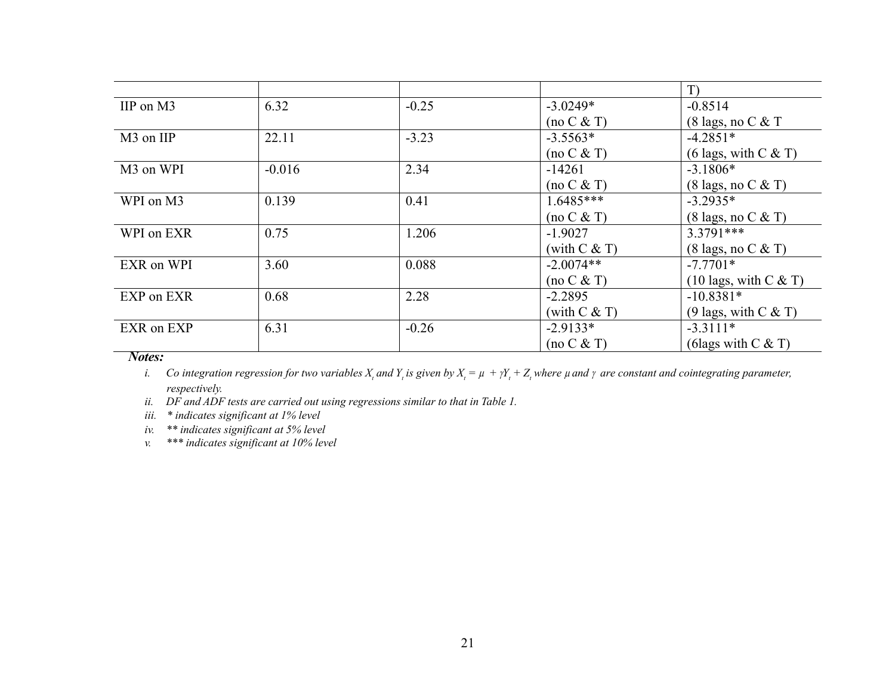| | | | | T) |
|---|---|---|---|---|
| IIP on M3 | 6.32 | -0.25 | -3.0249* (no C & T) | -0.8514 (8 lags, no C & T |
| M3 on IIP | 22.11 | -3.23 | -3.5563* (no C & T) | -4.2851* (6 lags, with C & T) |
| M3 on WPI | -0.016 | 2.34 | -14261 (no C & T) | -3.1806* (8 lags, no C & T) |
| WPI on M3 | 0.139 | 0.41 | 1.6485*** (no C & T) | -3.2935* (8 lags, no C & T) |
| WPI on EXR | 0.75 | 1.206 | -1.9027 (with C & T) | 3.3791*** (8 lags, no C & T) |
| EXR on WPI | 3.60 | 0.088 | -2.0074** (no C & T) | -7.7701* (10 lags, with C & T) |
| EXP on EXR | 0.68 | 2.28 | -2.2895 (with C & T) | -10.8381* (9 lags, with C & T) |
| EXR on EXP | 6.31 | -0.26 | -2.9133* (no C & T) | -3.3111* (6lags with C & T) |

***Notes:***

*i. Co integration regression for two variables $X_t$ and $Y_t$ is given by $X_t = \mu + \gamma Y_t + Z_t$ where $\mu$ and $\gamma$ are constant and cointegrating parameter, respectively.*

*ii. DF and ADF tests are carried out using regressions similar to that in Table 1.*

*iii. * indicates significant at 1% level*

*iv. ** indicates significant at 5% level*

*v. *** indicates significant at 10% level*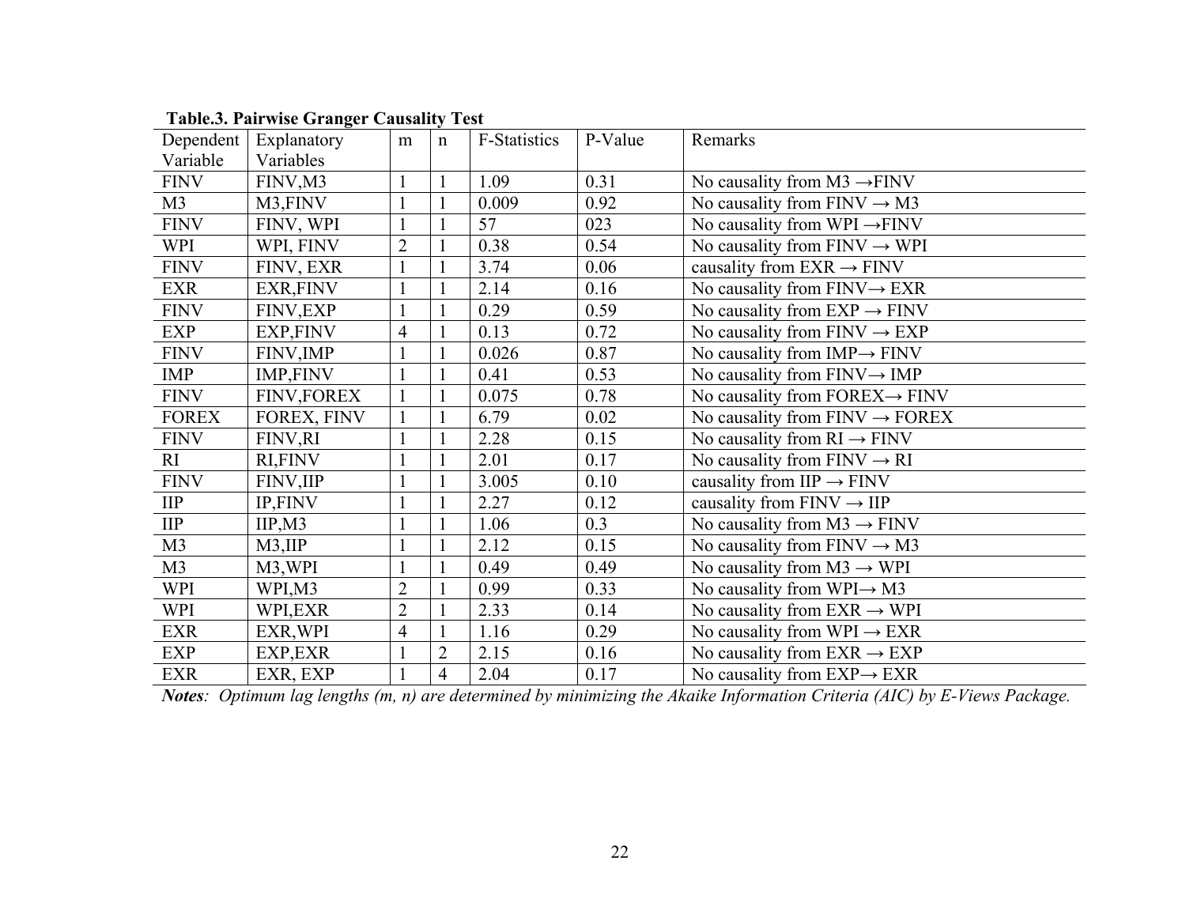**Table.3. Pairwise Granger Causality Test**

| Dependent Variable | Explanatory Variables | m | n | F-Statistics | P-Value | Remarks |
|---|---|---|---|---|---|---|
| FINV | FINV,M3 | 1 | 1 | 1.09 | 0.31 | No causality from M3 →FINV |
| M3 | M3,FINV | 1 | 1 | 0.009 | 0.92 | No causality from FINV → M3 |
| FINV | FINV, WPI | 1 | 1 | 57 | 023 | No causality from WPI →FINV |
| WPI | WPI, FINV | 2 | 1 | 0.38 | 0.54 | No causality from FINV → WPI |
| FINV | FINV, EXR | 1 | 1 | 3.74 | 0.06 | causality from EXR → FINV |
| EXR | EXR,FINV | 1 | 1 | 2.14 | 0.16 | No causality from FINV→ EXR |
| FINV | FINV,EXP | 1 | 1 | 0.29 | 0.59 | No causality from EXP → FINV |
| EXP | EXP,FINV | 4 | 1 | 0.13 | 0.72 | No causality from FINV → EXP |
| FINV | FINV,IMP | 1 | 1 | 0.026 | 0.87 | No causality from IMP→ FINV |
| IMP | IMP,FINV | 1 | 1 | 0.41 | 0.53 | No causality from FINV→ IMP |
| FINV | FINV,FOREX | 1 | 1 | 0.075 | 0.78 | No causality from FOREX→ FINV |
| FOREX | FOREX, FINV | 1 | 1 | 6.79 | 0.02 | No causality from FINV → FOREX |
| FINV | FINV,RI | 1 | 1 | 2.28 | 0.15 | No causality from RI → FINV |
| RI | RI,FINV | 1 | 1 | 2.01 | 0.17 | No causality from FINV → RI |
| FINV | FINV,IIP | 1 | 1 | 3.005 | 0.10 | causality from IIP → FINV |
| IIP | IP,FINV | 1 | 1 | 2.27 | 0.12 | causality from FINV → IIP |
| IIP | IIP,M3 | 1 | 1 | 1.06 | 0.3 | No causality from M3 → FINV |
| M3 | M3,IIP | 1 | 1 | 2.12 | 0.15 | No causality from FINV → M3 |
| M3 | M3,WPI | 1 | 1 | 0.49 | 0.49 | No causality from M3 → WPI |
| WPI | WPI,M3 | 2 | 1 | 0.99 | 0.33 | No causality from WPI→ M3 |
| WPI | WPI,EXR | 2 | 1 | 2.33 | 0.14 | No causality from EXR → WPI |
| EXR | EXR,WPI | 4 | 1 | 1.16 | 0.29 | No causality from WPI → EXR |
| EXP | EXP,EXR | 1 | 2 | 2.15 | 0.16 | No causality from EXR → EXP |
| EXR | EXR, EXP | 1 | 4 | 2.04 | 0.17 | No causality from EXP→ EXR |

***Notes**: Optimum lag lengths (m, n) are determined by minimizing the Akaike Information Criteria (AIC) by E-Views Package.*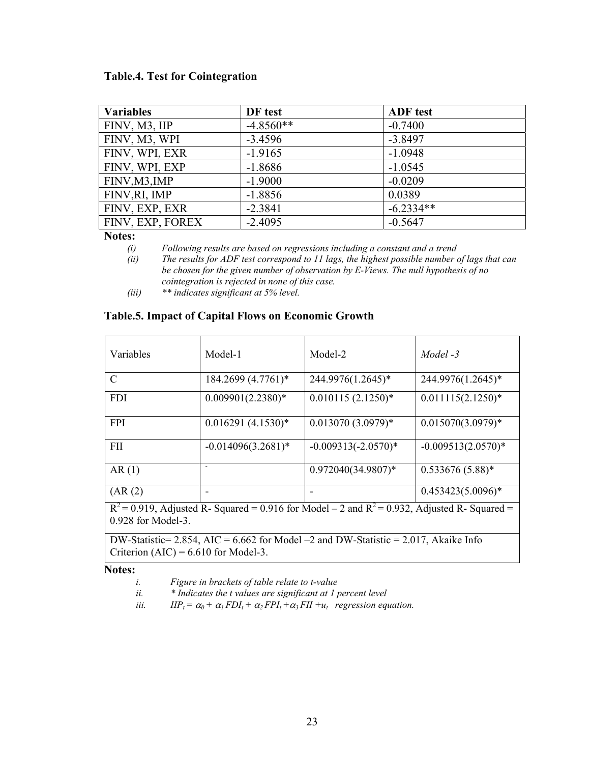**Table.4. Test for Cointegration**

| Variables | DF test | ADF test |
|---|---|---|
| FINV, M3, IIP | -4.8560** | -0.7400 |
| FINV, M3, WPI | -3.4596 | -3.8497 |
| FINV, WPI, EXR | -1.9165 | -1.0948 |
| FINV, WPI, EXP | -1.8686 | -1.0545 |
| FINV,M3,IMP | -1.9000 | -0.0209 |
| FINV,RI, IMP | -1.8856 | 0.0389 |
| FINV, EXP, EXR | -2.3841 | -6.2334** |
| FINV, EXP, FOREX | -2.4095 | -0.5647 |

**Notes:**

(i) *Following results are based on regressions including a constant and a trend*

(ii) *The results for ADF test correspond to 11 lags, the highest possible number of lags that can be chosen for the given number of observation by E-Views. The null hypothesis of no cointegration is rejected in none of this case.*

(iii) *** indicates significant at 5% level.*

**Table.5. Impact of Capital Flows on Economic Growth**

| Variables | Model-1 | Model-2 | *Model -3* |
|---|---|---|---|
| C | 184.2699 (4.7761)* | 244.9976(1.2645)* | 244.9976(1.2645)* |
| FDI | 0.009901(2.2380)* | 0.010115 (2.1250)* | 0.011115(2.1250)* |
| FPI | 0.016291 (4.1530)* | 0.013070 (3.0979)* | 0.015070(3.0979)* |
| FII | -0.014096(3.2681)* | -0.009313(-2.0570)* | -0.009513(2.0570)* |
| AR (1) | - | 0.972040(34.9807)* | 0.533676 (5.88)* |
| (AR (2) | - | - | 0.453423(5.0096)* |
| $R^2$ = 0.919, Adjusted R- Squared = 0.916 for Model – 2 and $R^2$ = 0.932, Adjusted R- Squared = 0.928 for Model-3. | | | |
| DW-Statistic= 2.854, AIC = 6.662 for Model –2 and DW-Statistic = 2.017, Akaike Info Criterion (AIC) = 6.610 for Model-3. | | | |

**Notes:**

i. *Figure in brackets of table relate to t-value*

ii. ** Indicates the t values are significant at 1 percent level*

iii. $IIP_t = \alpha_0 + \alpha_1 FDI_t + \alpha_2 FPI_t + \alpha_3 FII + u_t$ *regression equation.*